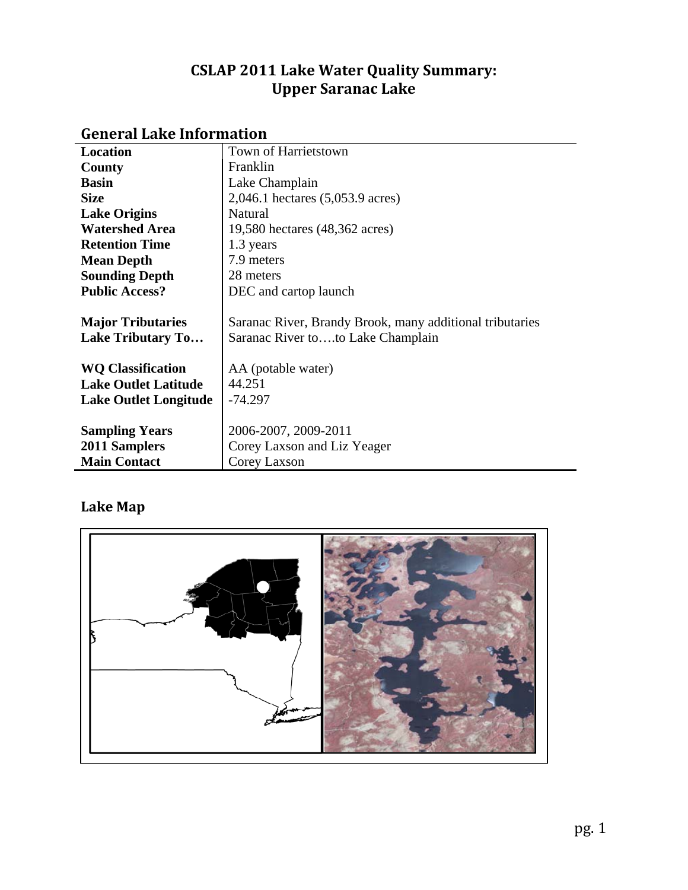# CSLAP 2011 Lake Water Quality Summary: Upper Saranac Lake

## General Lake Information

| | |
|---|---|
| **Location** | Town of Harrietstown |
| **County** | Franklin |
| **Basin** | Lake Champlain |
| **Size** | 2,046.1 hectares (5,053.9 acres) |
| **Lake Origins** | Natural |
| **Watershed Area** | 19,580 hectares (48,362 acres) |
| **Retention Time** | 1.3 years |
| **Mean Depth** | 7.9 meters |
| **Sounding Depth** | 28 meters |
| **Public Access?** | DEC and cartop launch |
| **Major Tributaries** | Saranac River, Brandy Brook, many additional tributaries |
| **Lake Tributary To…** | Saranac River to….to Lake Champlain |
| **WQ Classification** | AA (potable water) |
| **Lake Outlet Latitude** | 44.251 |
| **Lake Outlet Longitude** | -74.297 |
| **Sampling Years** | 2006-2007, 2009-2011 |
| **2011 Samplers** | Corey Laxson and Liz Yeager |
| **Main Contact** | Corey Laxson |

## Lake Map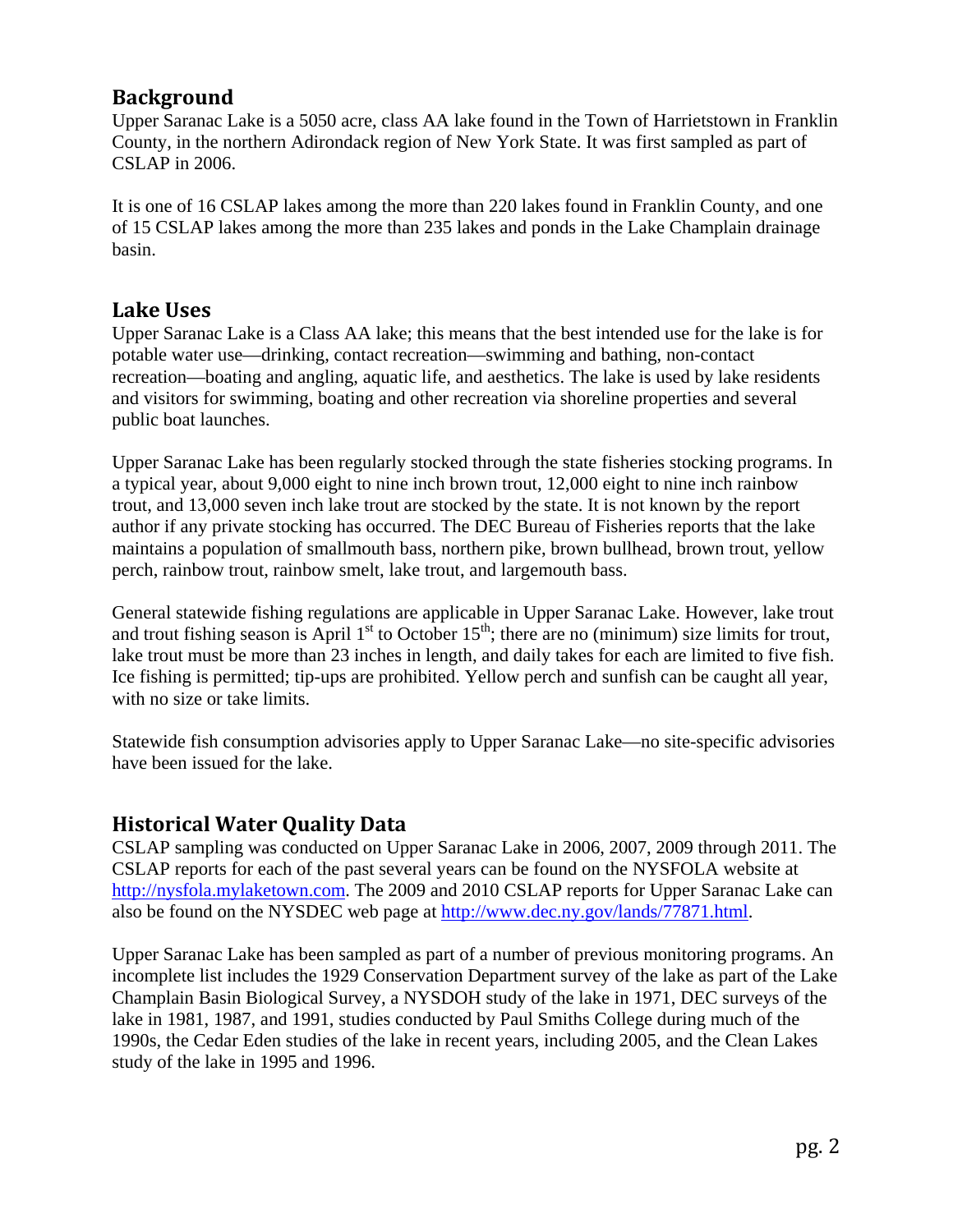## Background

Upper Saranac Lake is a 5050 acre, class AA lake found in the Town of Harrietstown in Franklin County, in the northern Adirondack region of New York State. It was first sampled as part of CSLAP in 2006.

It is one of 16 CSLAP lakes among the more than 220 lakes found in Franklin County, and one of 15 CSLAP lakes among the more than 235 lakes and ponds in the Lake Champlain drainage basin.

## Lake Uses

Upper Saranac Lake is a Class AA lake; this means that the best intended use for the lake is for potable water use—drinking, contact recreation—swimming and bathing, non-contact recreation—boating and angling, aquatic life, and aesthetics. The lake is used by lake residents and visitors for swimming, boating and other recreation via shoreline properties and several public boat launches.

Upper Saranac Lake has been regularly stocked through the state fisheries stocking programs. In a typical year, about 9,000 eight to nine inch brown trout, 12,000 eight to nine inch rainbow trout, and 13,000 seven inch lake trout are stocked by the state. It is not known by the report author if any private stocking has occurred. The DEC Bureau of Fisheries reports that the lake maintains a population of smallmouth bass, northern pike, brown bullhead, brown trout, yellow perch, rainbow trout, rainbow smelt, lake trout, and largemouth bass.

General statewide fishing regulations are applicable in Upper Saranac Lake. However, lake trout and trout fishing season is April 1st to October 15th; there are no (minimum) size limits for trout, lake trout must be more than 23 inches in length, and daily takes for each are limited to five fish. Ice fishing is permitted; tip-ups are prohibited. Yellow perch and sunfish can be caught all year, with no size or take limits.

Statewide fish consumption advisories apply to Upper Saranac Lake—no site-specific advisories have been issued for the lake.

## Historical Water Quality Data

CSLAP sampling was conducted on Upper Saranac Lake in 2006, 2007, 2009 through 2011. The CSLAP reports for each of the past several years can be found on the NYSFOLA website at http://nysfola.mylaketown.com. The 2009 and 2010 CSLAP reports for Upper Saranac Lake can also be found on the NYSDEC web page at http://www.dec.ny.gov/lands/77871.html.

Upper Saranac Lake has been sampled as part of a number of previous monitoring programs. An incomplete list includes the 1929 Conservation Department survey of the lake as part of the Lake Champlain Basin Biological Survey, a NYSDOH study of the lake in 1971, DEC surveys of the lake in 1981, 1987, and 1991, studies conducted by Paul Smiths College during much of the 1990s, the Cedar Eden studies of the lake in recent years, including 2005, and the Clean Lakes study of the lake in 1995 and 1996.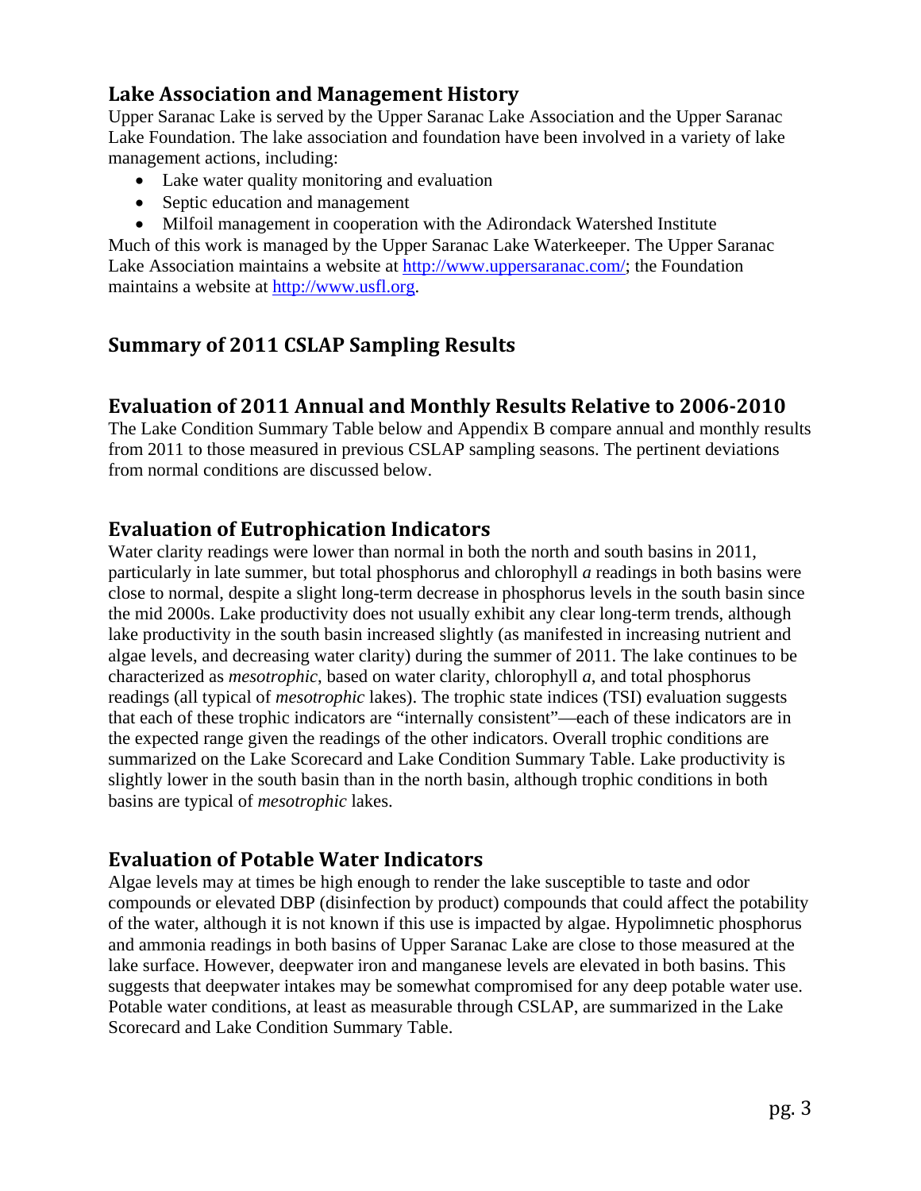## Lake Association and Management History

Upper Saranac Lake is served by the Upper Saranac Lake Association and the Upper Saranac Lake Foundation. The lake association and foundation have been involved in a variety of lake management actions, including:

- Lake water quality monitoring and evaluation
- Septic education and management
- Milfoil management in cooperation with the Adirondack Watershed Institute

Much of this work is managed by the Upper Saranac Lake Waterkeeper. The Upper Saranac Lake Association maintains a website at http://www.uppersaranac.com/; the Foundation maintains a website at http://www.usfl.org.

## Summary of 2011 CSLAP Sampling Results

## Evaluation of 2011 Annual and Monthly Results Relative to 2006-2010

The Lake Condition Summary Table below and Appendix B compare annual and monthly results from 2011 to those measured in previous CSLAP sampling seasons. The pertinent deviations from normal conditions are discussed below.

## Evaluation of Eutrophication Indicators

Water clarity readings were lower than normal in both the north and south basins in 2011, particularly in late summer, but total phosphorus and chlorophyll *a* readings in both basins were close to normal, despite a slight long-term decrease in phosphorus levels in the south basin since the mid 2000s. Lake productivity does not usually exhibit any clear long-term trends, although lake productivity in the south basin increased slightly (as manifested in increasing nutrient and algae levels, and decreasing water clarity) during the summer of 2011. The lake continues to be characterized as *mesotrophic*, based on water clarity, chlorophyll *a*, and total phosphorus readings (all typical of *mesotrophic* lakes). The trophic state indices (TSI) evaluation suggests that each of these trophic indicators are "internally consistent"—each of these indicators are in the expected range given the readings of the other indicators. Overall trophic conditions are summarized on the Lake Scorecard and Lake Condition Summary Table. Lake productivity is slightly lower in the south basin than in the north basin, although trophic conditions in both basins are typical of *mesotrophic* lakes.

## Evaluation of Potable Water Indicators

Algae levels may at times be high enough to render the lake susceptible to taste and odor compounds or elevated DBP (disinfection by product) compounds that could affect the potability of the water, although it is not known if this use is impacted by algae. Hypolimnetic phosphorus and ammonia readings in both basins of Upper Saranac Lake are close to those measured at the lake surface. However, deepwater iron and manganese levels are elevated in both basins. This suggests that deepwater intakes may be somewhat compromised for any deep potable water use. Potable water conditions, at least as measurable through CSLAP, are summarized in the Lake Scorecard and Lake Condition Summary Table.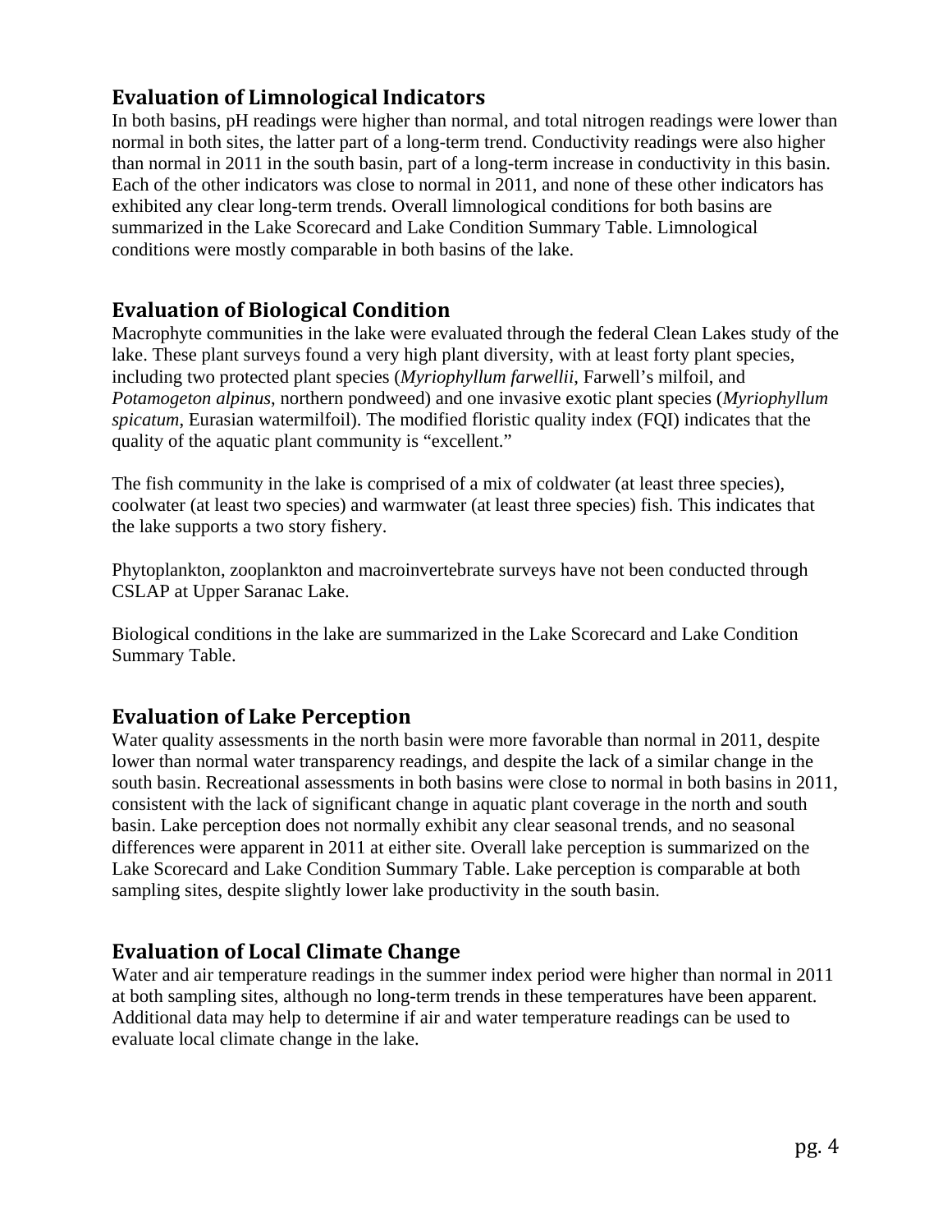## Evaluation of Limnological Indicators

In both basins, pH readings were higher than normal, and total nitrogen readings were lower than normal in both sites, the latter part of a long-term trend. Conductivity readings were also higher than normal in 2011 in the south basin, part of a long-term increase in conductivity in this basin. Each of the other indicators was close to normal in 2011, and none of these other indicators has exhibited any clear long-term trends. Overall limnological conditions for both basins are summarized in the Lake Scorecard and Lake Condition Summary Table. Limnological conditions were mostly comparable in both basins of the lake.

## Evaluation of Biological Condition

Macrophyte communities in the lake were evaluated through the federal Clean Lakes study of the lake. These plant surveys found a very high plant diversity, with at least forty plant species, including two protected plant species (*Myriophyllum farwellii*, Farwell's milfoil, and *Potamogeton alpinus*, northern pondweed) and one invasive exotic plant species (*Myriophyllum spicatum*, Eurasian watermilfoil). The modified floristic quality index (FQI) indicates that the quality of the aquatic plant community is "excellent."

The fish community in the lake is comprised of a mix of coldwater (at least three species), coolwater (at least two species) and warmwater (at least three species) fish. This indicates that the lake supports a two story fishery.

Phytoplankton, zooplankton and macroinvertebrate surveys have not been conducted through CSLAP at Upper Saranac Lake.

Biological conditions in the lake are summarized in the Lake Scorecard and Lake Condition Summary Table.

## Evaluation of Lake Perception

Water quality assessments in the north basin were more favorable than normal in 2011, despite lower than normal water transparency readings, and despite the lack of a similar change in the south basin. Recreational assessments in both basins were close to normal in both basins in 2011, consistent with the lack of significant change in aquatic plant coverage in the north and south basin. Lake perception does not normally exhibit any clear seasonal trends, and no seasonal differences were apparent in 2011 at either site. Overall lake perception is summarized on the Lake Scorecard and Lake Condition Summary Table. Lake perception is comparable at both sampling sites, despite slightly lower lake productivity in the south basin.

## Evaluation of Local Climate Change

Water and air temperature readings in the summer index period were higher than normal in 2011 at both sampling sites, although no long-term trends in these temperatures have been apparent. Additional data may help to determine if air and water temperature readings can be used to evaluate local climate change in the lake.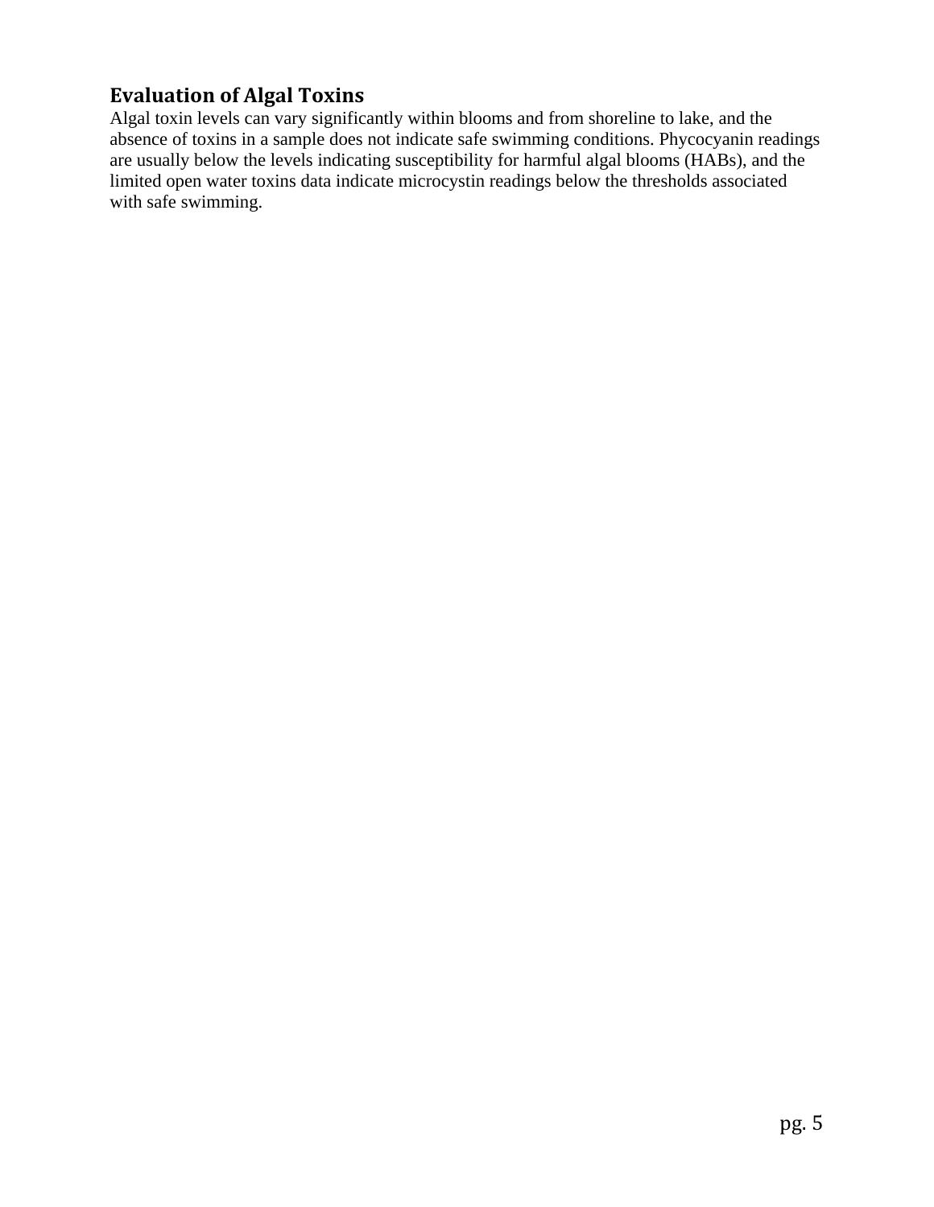## Evaluation of Algal Toxins

Algal toxin levels can vary significantly within blooms and from shoreline to lake, and the absence of toxins in a sample does not indicate safe swimming conditions. Phycocyanin readings are usually below the levels indicating susceptibility for harmful algal blooms (HABs), and the limited open water toxins data indicate microcystin readings below the thresholds associated with safe swimming.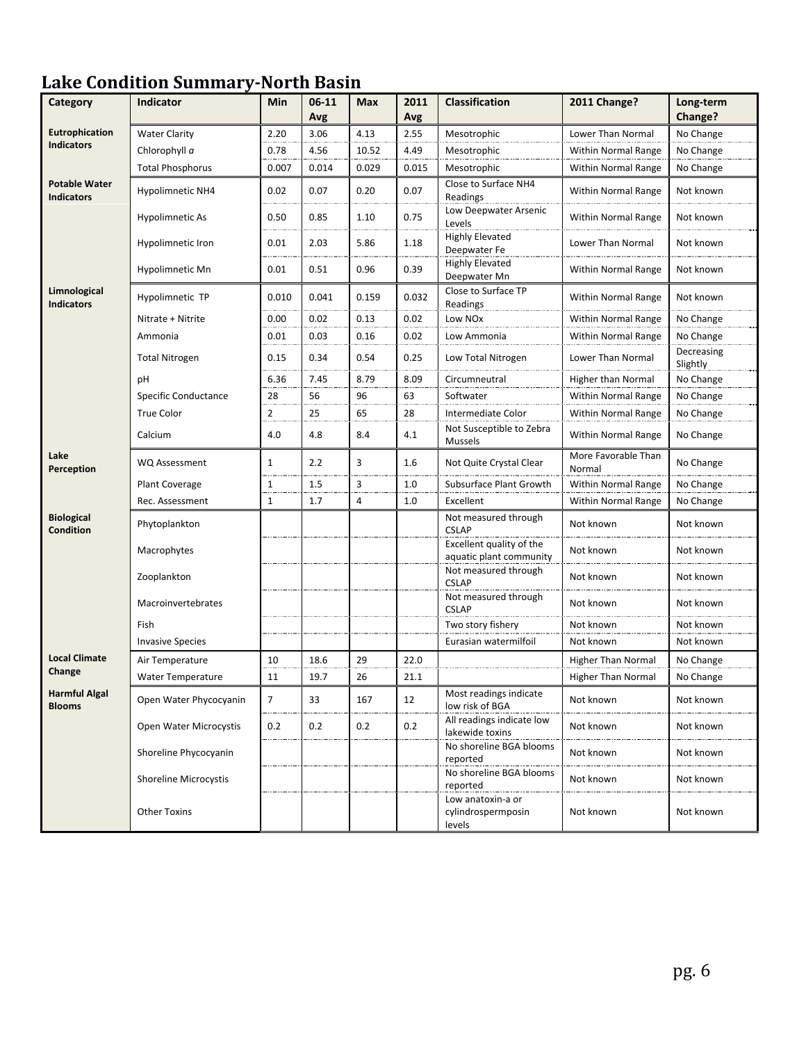# Lake Condition Summary-North Basin

| Category | Indicator | Min | 06-11 Avg | Max | 2011 Avg | Classification | 2011 Change? | Long-term Change? |
|---|---|---|---|---|---|---|---|---|
| **Eutrophication Indicators** | Water Clarity | 2.20 | 3.06 | 4.13 | 2.55 | Mesotrophic | Lower Than Normal | No Change |
| | Chlorophyll *a* | 0.78 | 4.56 | 10.52 | 4.49 | Mesotrophic | Within Normal Range | No Change |
| | Total Phosphorus | 0.007 | 0.014 | 0.029 | 0.015 | Mesotrophic | Within Normal Range | No Change |
| **Potable Water Indicators** | Hypolimnetic NH4 | 0.02 | 0.07 | 0.20 | 0.07 | Close to Surface NH4 Readings | Within Normal Range | Not known |
| | Hypolimnetic As | 0.50 | 0.85 | 1.10 | 0.75 | Low Deepwater Arsenic Levels | Within Normal Range | Not known |
| | Hypolimnetic Iron | 0.01 | 2.03 | 5.86 | 1.18 | Highly Elevated Deepwater Fe | Lower Than Normal | Not known |
| | Hypolimnetic Mn | 0.01 | 0.51 | 0.96 | 0.39 | Highly Elevated Deepwater Mn | Within Normal Range | Not known |
| **Limnological Indicators** | Hypolimnetic TP | 0.010 | 0.041 | 0.159 | 0.032 | Close to Surface TP Readings | Within Normal Range | Not known |
| | Nitrate + Nitrite | 0.00 | 0.02 | 0.13 | 0.02 | Low NOx | Within Normal Range | No Change |
| | Ammonia | 0.01 | 0.03 | 0.16 | 0.02 | Low Ammonia | Within Normal Range | No Change |
| | Total Nitrogen | 0.15 | 0.34 | 0.54 | 0.25 | Low Total Nitrogen | Lower Than Normal | Decreasing Slightly |
| | pH | 6.36 | 7.45 | 8.79 | 8.09 | Circumneutral | Higher than Normal | No Change |
| | Specific Conductance | 28 | 56 | 96 | 63 | Softwater | Within Normal Range | No Change |
| | True Color | 2 | 25 | 65 | 28 | Intermediate Color | Within Normal Range | No Change |
| | Calcium | 4.0 | 4.8 | 8.4 | 4.1 | Not Susceptible to Zebra Mussels | Within Normal Range | No Change |
| **Lake Perception** | WQ Assessment | 1 | 2.2 | 3 | 1.6 | Not Quite Crystal Clear | More Favorable Than Normal | No Change |
| | Plant Coverage | 1 | 1.5 | 3 | 1.0 | Subsurface Plant Growth | Within Normal Range | No Change |
| | Rec. Assessment | 1 | 1.7 | 4 | 1.0 | Excellent | Within Normal Range | No Change |
| **Biological Condition** | Phytoplankton | | | | | Not measured through CSLAP | Not known | Not known |
| | Macrophytes | | | | | Excellent quality of the aquatic plant community | Not known | Not known |
| | Zooplankton | | | | | Not measured through CSLAP | Not known | Not known |
| | Macroinvertebrates | | | | | Not measured through CSLAP | Not known | Not known |
| | Fish | | | | | Two story fishery | Not known | Not known |
| | Invasive Species | | | | | Eurasian watermilfoil | Not known | Not known |
| **Local Climate Change** | Air Temperature | 10 | 18.6 | 29 | 22.0 | | Higher Than Normal | No Change |
| | Water Temperature | 11 | 19.7 | 26 | 21.1 | | Higher Than Normal | No Change |
| **Harmful Algal Blooms** | Open Water Phycocyanin | 7 | 33 | 167 | 12 | Most readings indicate low risk of BGA | Not known | Not known |
| | Open Water Microcystis | 0.2 | 0.2 | 0.2 | 0.2 | All readings indicate low lakewide toxins | Not known | Not known |
| | Shoreline Phycocyanin | | | | | No shoreline BGA blooms reported | Not known | Not known |
| | Shoreline Microcystis | | | | | No shoreline BGA blooms reported | Not known | Not known |
| | Other Toxins | | | | | Low anatoxin-a or cylindrospermposin levels | Not known | Not known |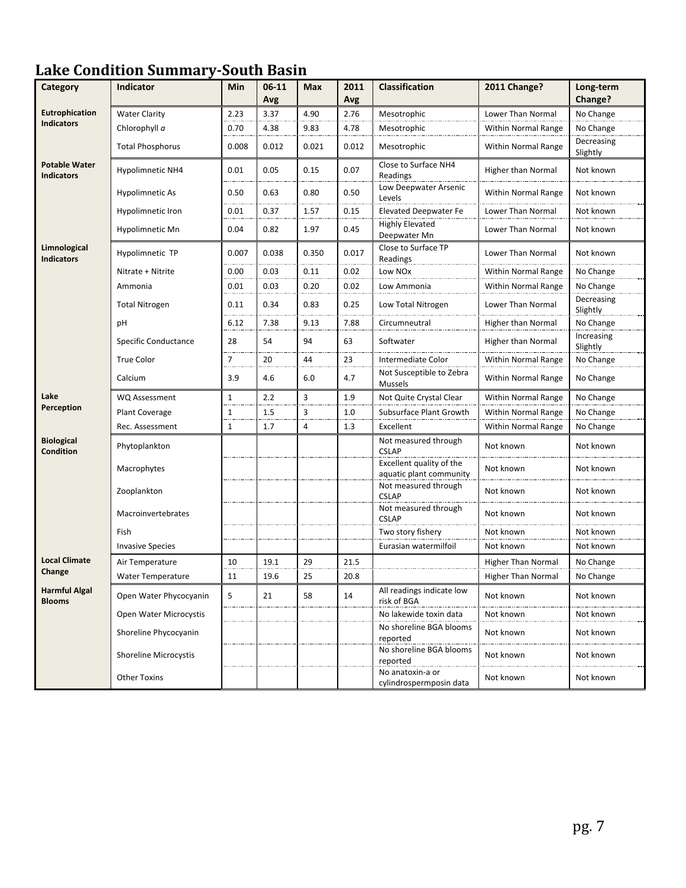# Lake Condition Summary-South Basin

| Category | Indicator | Min | 06-11 Avg | Max | 2011 Avg | Classification | 2011 Change? | Long-term Change? |
|---|---|---|---|---|---|---|---|---|
| **Eutrophication Indicators** | Water Clarity | 2.23 | 3.37 | 4.90 | 2.76 | Mesotrophic | Lower Than Normal | No Change |
| | Chlorophyll *a* | 0.70 | 4.38 | 9.83 | 4.78 | Mesotrophic | Within Normal Range | No Change |
| | Total Phosphorus | 0.008 | 0.012 | 0.021 | 0.012 | Mesotrophic | Within Normal Range | Decreasing Slightly |
| **Potable Water Indicators** | Hypolimnetic NH4 | 0.01 | 0.05 | 0.15 | 0.07 | Close to Surface NH4 Readings | Higher than Normal | Not known |
| | Hypolimnetic As | 0.50 | 0.63 | 0.80 | 0.50 | Low Deepwater Arsenic Levels | Within Normal Range | Not known |
| | Hypolimnetic Iron | 0.01 | 0.37 | 1.57 | 0.15 | Elevated Deepwater Fe | Lower Than Normal | Not known |
| | Hypolimnetic Mn | 0.04 | 0.82 | 1.97 | 0.45 | Highly Elevated Deepwater Mn | Lower Than Normal | Not known |
| **Limnological Indicators** | Hypolimnetic TP | 0.007 | 0.038 | 0.350 | 0.017 | Close to Surface TP Readings | Lower Than Normal | Not known |
| | Nitrate + Nitrite | 0.00 | 0.03 | 0.11 | 0.02 | Low NOx | Within Normal Range | No Change |
| | Ammonia | 0.01 | 0.03 | 0.20 | 0.02 | Low Ammonia | Within Normal Range | No Change |
| | Total Nitrogen | 0.11 | 0.34 | 0.83 | 0.25 | Low Total Nitrogen | Lower Than Normal | Decreasing Slightly |
| | pH | 6.12 | 7.38 | 9.13 | 7.88 | Circumneutral | Higher than Normal | No Change |
| | Specific Conductance | 28 | 54 | 94 | 63 | Softwater | Higher than Normal | Increasing Slightly |
| | True Color | 7 | 20 | 44 | 23 | Intermediate Color | Within Normal Range | No Change |
| | Calcium | 3.9 | 4.6 | 6.0 | 4.7 | Not Susceptible to Zebra Mussels | Within Normal Range | No Change |
| **Lake Perception** | WQ Assessment | 1 | 2.2 | 3 | 1.9 | Not Quite Crystal Clear | Within Normal Range | No Change |
| | Plant Coverage | 1 | 1.5 | 3 | 1.0 | Subsurface Plant Growth | Within Normal Range | No Change |
| | Rec. Assessment | 1 | 1.7 | 4 | 1.3 | Excellent | Within Normal Range | No Change |
| **Biological Condition** | Phytoplankton | | | | | Not measured through CSLAP | Not known | Not known |
| | Macrophytes | | | | | Excellent quality of the aquatic plant community | Not known | Not known |
| | Zooplankton | | | | | Not measured through CSLAP | Not known | Not known |
| | Macroinvertebrates | | | | | Not measured through CSLAP | Not known | Not known |
| | Fish | | | | | Two story fishery | Not known | Not known |
| | Invasive Species | | | | | Eurasian watermilfoil | Not known | Not known |
| **Local Climate Change** | Air Temperature | 10 | 19.1 | 29 | 21.5 | | Higher Than Normal | No Change |
| | Water Temperature | 11 | 19.6 | 25 | 20.8 | | Higher Than Normal | No Change |
| **Harmful Algal Blooms** | Open Water Phycocyanin | 5 | 21 | 58 | 14 | All readings indicate low risk of BGA | Not known | Not known |
| | Open Water Microcystis | | | | | No lakewide toxin data | Not known | Not known |
| | Shoreline Phycocyanin | | | | | No shoreline BGA blooms reported | Not known | Not known |
| | Shoreline Microcystis | | | | | No shoreline BGA blooms reported | Not known | Not known |
| | Other Toxins | | | | | No anatoxin-a or cylindrospermposin data | Not known | Not known |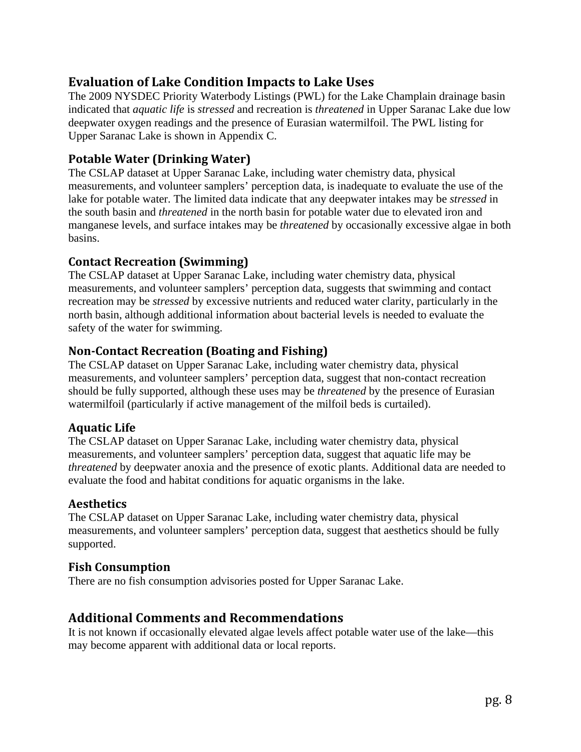## Evaluation of Lake Condition Impacts to Lake Uses

The 2009 NYSDEC Priority Waterbody Listings (PWL) for the Lake Champlain drainage basin indicated that *aquatic life* is *stressed* and recreation is *threatened* in Upper Saranac Lake due low deepwater oxygen readings and the presence of Eurasian watermilfoil. The PWL listing for Upper Saranac Lake is shown in Appendix C.

### Potable Water (Drinking Water)

The CSLAP dataset at Upper Saranac Lake, including water chemistry data, physical measurements, and volunteer samplers' perception data, is inadequate to evaluate the use of the lake for potable water. The limited data indicate that any deepwater intakes may be *stressed* in the south basin and *threatened* in the north basin for potable water due to elevated iron and manganese levels, and surface intakes may be *threatened* by occasionally excessive algae in both basins.

### Contact Recreation (Swimming)

The CSLAP dataset at Upper Saranac Lake, including water chemistry data, physical measurements, and volunteer samplers' perception data, suggests that swimming and contact recreation may be *stressed* by excessive nutrients and reduced water clarity, particularly in the north basin, although additional information about bacterial levels is needed to evaluate the safety of the water for swimming.

### Non-Contact Recreation (Boating and Fishing)

The CSLAP dataset on Upper Saranac Lake, including water chemistry data, physical measurements, and volunteer samplers' perception data, suggest that non-contact recreation should be fully supported, although these uses may be *threatened* by the presence of Eurasian watermilfoil (particularly if active management of the milfoil beds is curtailed).

### Aquatic Life

The CSLAP dataset on Upper Saranac Lake, including water chemistry data, physical measurements, and volunteer samplers' perception data, suggest that aquatic life may be *threatened* by deepwater anoxia and the presence of exotic plants. Additional data are needed to evaluate the food and habitat conditions for aquatic organisms in the lake.

### Aesthetics

The CSLAP dataset on Upper Saranac Lake, including water chemistry data, physical measurements, and volunteer samplers' perception data, suggest that aesthetics should be fully supported.

### Fish Consumption

There are no fish consumption advisories posted for Upper Saranac Lake.

## Additional Comments and Recommendations

It is not known if occasionally elevated algae levels affect potable water use of the lake—this may become apparent with additional data or local reports.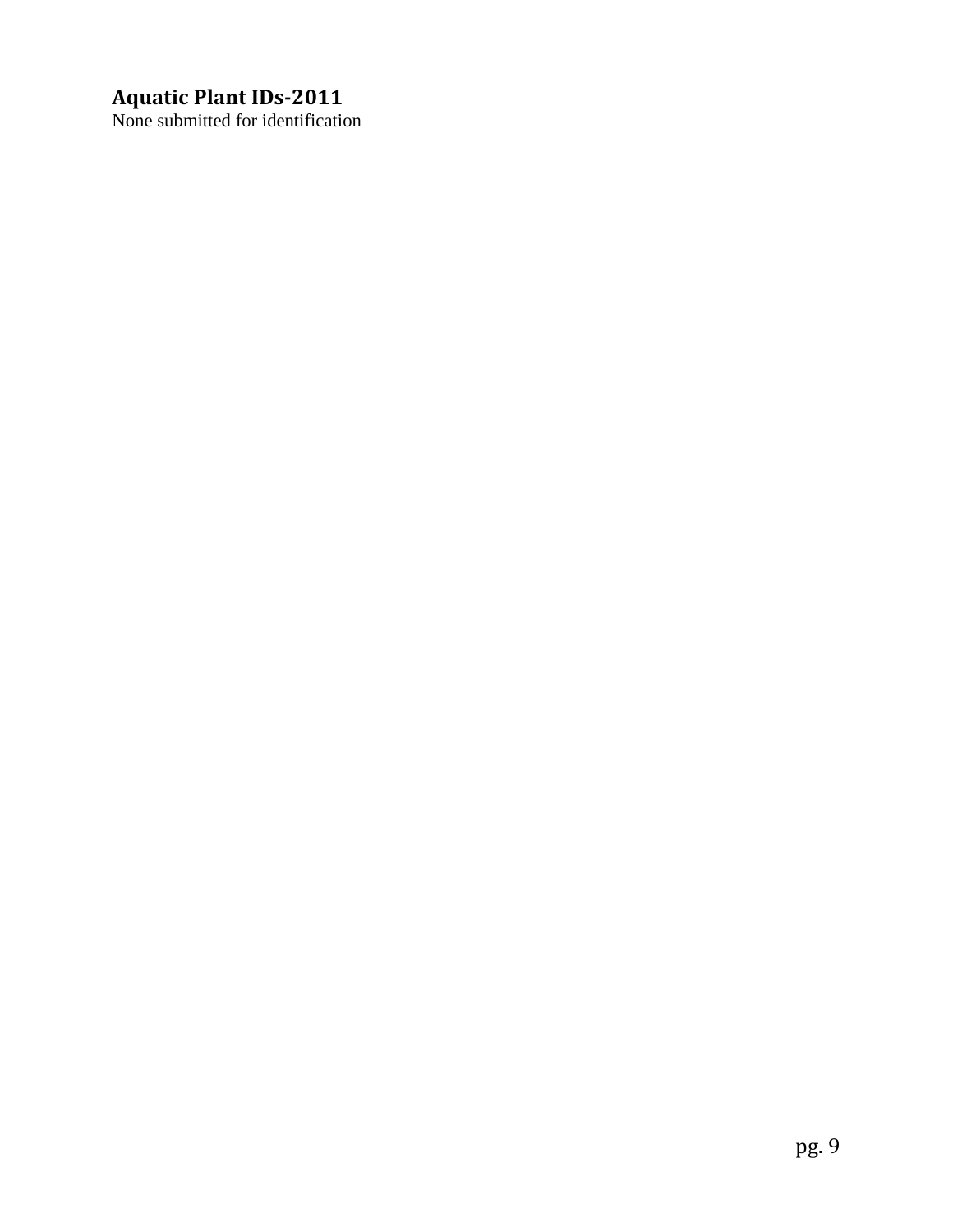## Aquatic Plant IDs-2011

None submitted for identification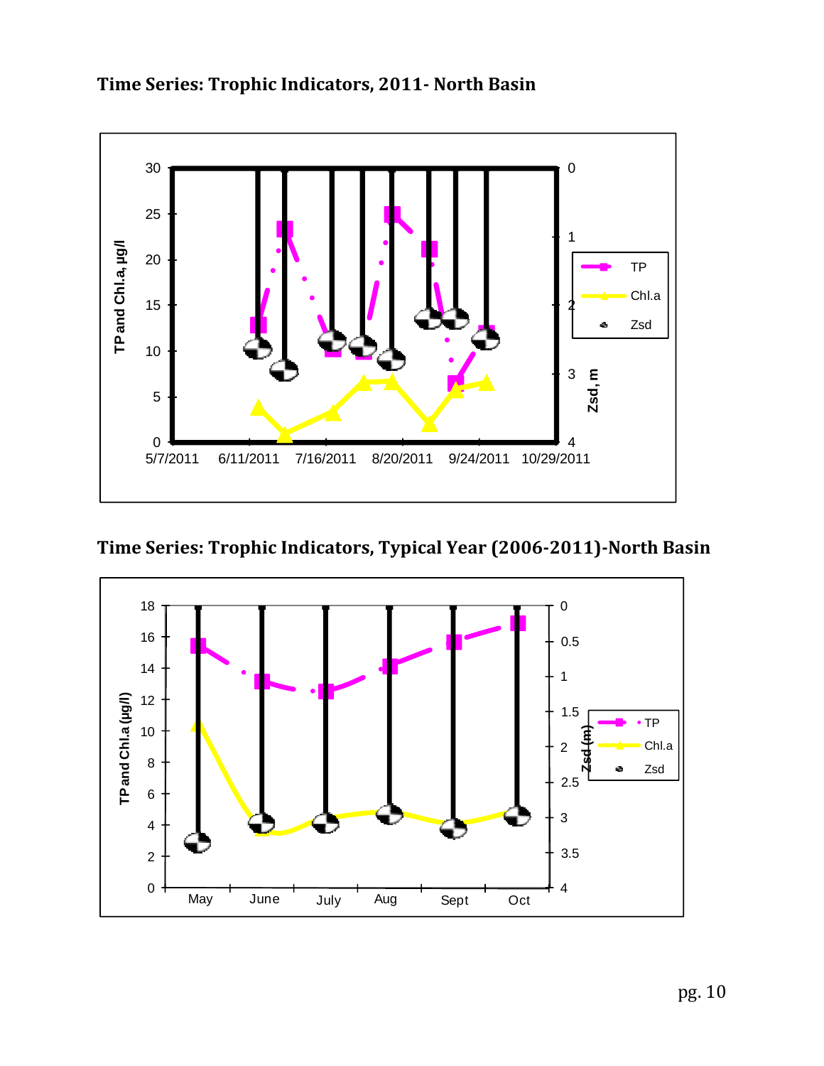**Time Series: Trophic Indicators, 2011- North Basin**

**Time Series: Trophic Indicators, Typical Year (2006-2011)-North Basin**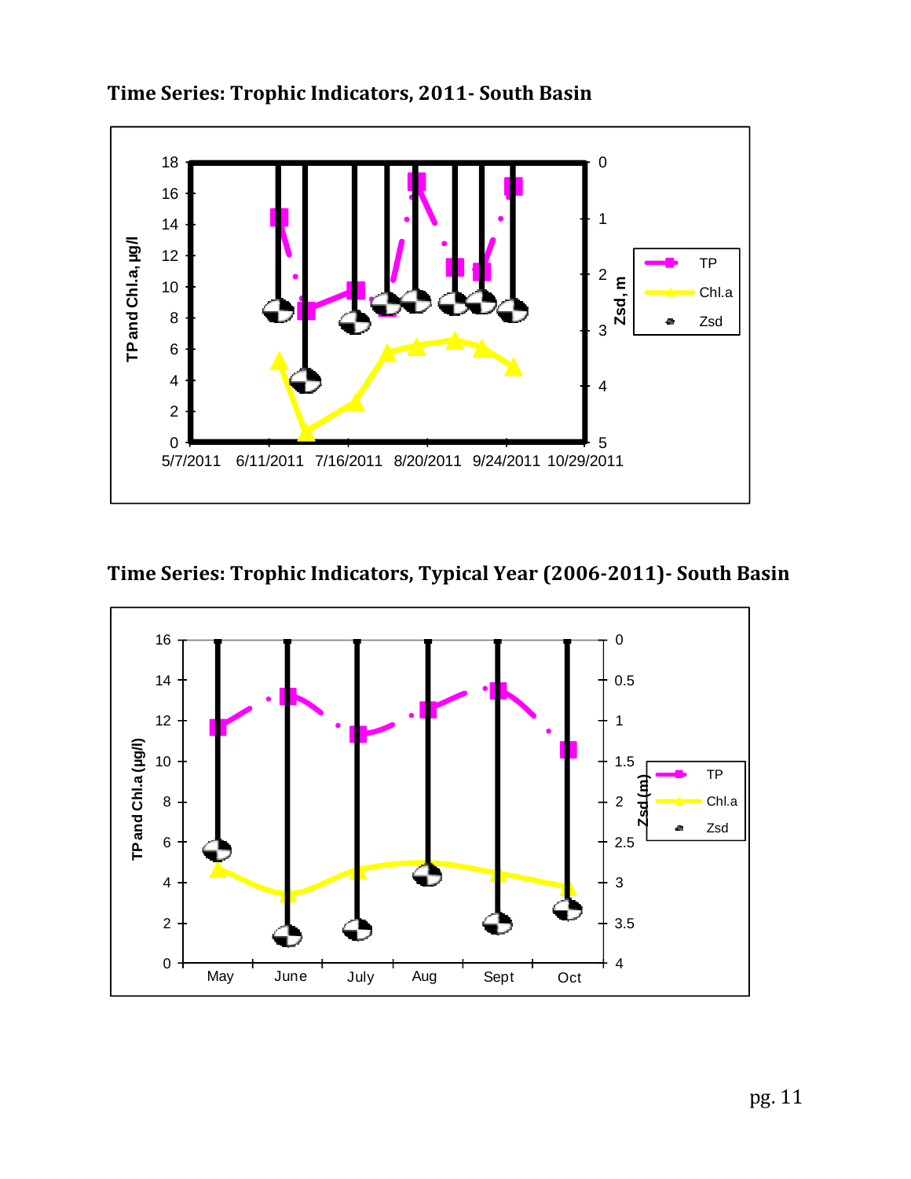### Time Series: Trophic Indicators, 2011- South Basin

### Time Series: Trophic Indicators, Typical Year (2006-2011)- South Basin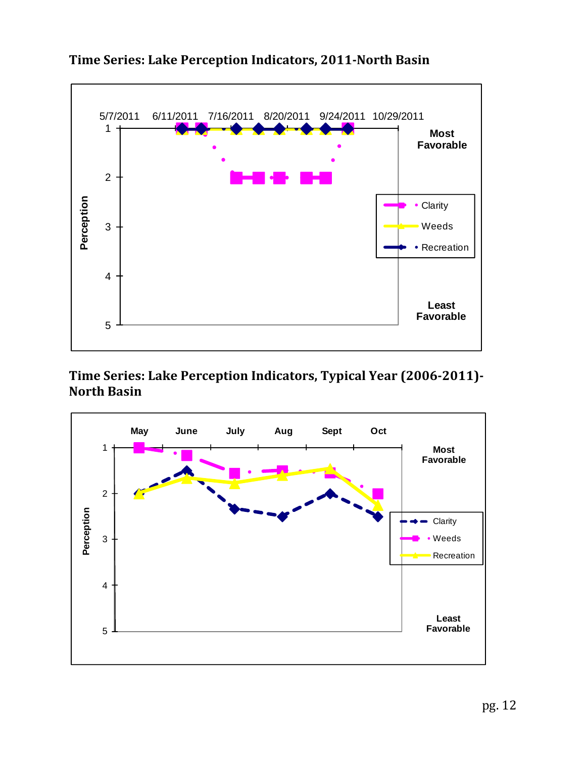**Time Series: Lake Perception Indicators, 2011-North Basin**

**Time Series: Lake Perception Indicators, Typical Year (2006-2011)-North Basin**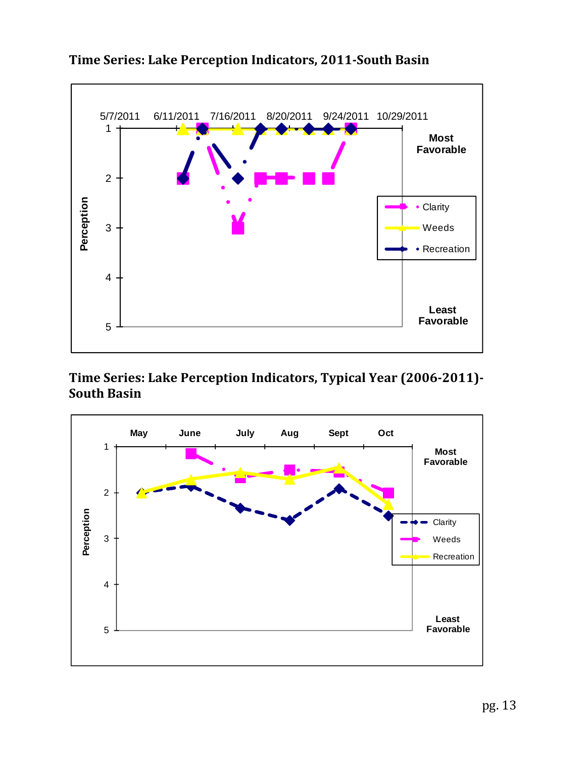**Time Series: Lake Perception Indicators, 2011-South Basin**

**Time Series: Lake Perception Indicators, Typical Year (2006-2011)-South Basin**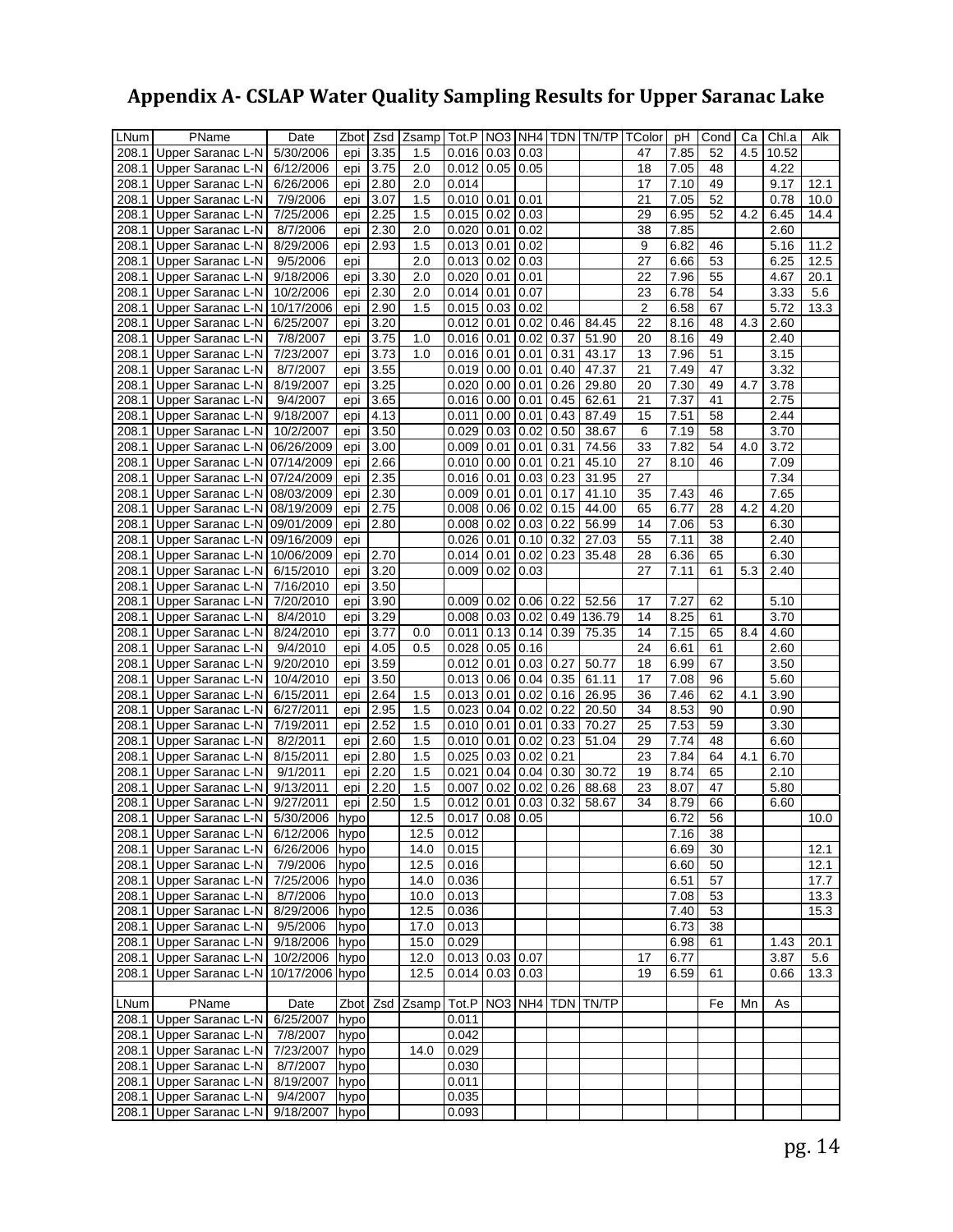# Appendix A- CSLAP Water Quality Sampling Results for Upper Saranac Lake

| LNum | PName | Date | Zbot | Zsd | Zsamp | Tot.P | NO3 | NH4 | TDN | TN/TP | TColor | pH | Cond | Ca | Chl.a | Alk |
|---|---|---|---|---|---|---|---|---|---|---|---|---|---|---|---|---|
| 208.1 | Upper Saranac L-N | 5/30/2006 | epi | 3.35 | 1.5 | 0.016 | 0.03 | 0.03 | | | 47 | 7.85 | 52 | 4.5 | 10.52 | |
| 208.1 | Upper Saranac L-N | 6/12/2006 | epi | 3.75 | 2.0 | 0.012 | 0.05 | 0.05 | | | 18 | 7.05 | 48 | | 4.22 | |
| 208.1 | Upper Saranac L-N | 6/26/2006 | epi | 2.80 | 2.0 | 0.014 | | | | | 17 | 7.10 | 49 | | 9.17 | 12.1 |
| 208.1 | Upper Saranac L-N | 7/9/2006 | epi | 3.07 | 1.5 | 0.010 | 0.01 | 0.01 | | | 21 | 7.05 | 52 | | 0.78 | 10.0 |
| 208.1 | Upper Saranac L-N | 7/25/2006 | epi | 2.25 | 1.5 | 0.015 | 0.02 | 0.03 | | | 29 | 6.95 | 52 | 4.2 | 6.45 | 14.4 |
| 208.1 | Upper Saranac L-N | 8/7/2006 | epi | 2.30 | 2.0 | 0.020 | 0.01 | 0.02 | | | 38 | 7.85 | | | 2.60 | |
| 208.1 | Upper Saranac L-N | 8/29/2006 | epi | 2.93 | 1.5 | 0.013 | 0.01 | 0.02 | | | 9 | 6.82 | 46 | | 5.16 | 11.2 |
| 208.1 | Upper Saranac L-N | 9/5/2006 | epi | | 2.0 | 0.013 | 0.02 | 0.03 | | | 27 | 6.66 | 53 | | 6.25 | 12.5 |
| 208.1 | Upper Saranac L-N | 9/18/2006 | epi | 3.30 | 2.0 | 0.020 | 0.01 | 0.01 | | | 22 | 7.96 | 55 | | 4.67 | 20.1 |
| 208.1 | Upper Saranac L-N | 10/2/2006 | epi | 2.30 | 2.0 | 0.014 | 0.01 | 0.07 | | | 23 | 6.78 | 54 | | 3.33 | 5.6 |
| 208.1 | Upper Saranac L-N | 10/17/2006 | epi | 2.90 | 1.5 | 0.015 | 0.03 | 0.02 | | | 2 | 6.58 | 67 | | 5.72 | 13.3 |
| 208.1 | Upper Saranac L-N | 6/25/2007 | epi | 3.20 | | 0.012 | 0.01 | 0.02 | 0.46 | 84.45 | 22 | 8.16 | 48 | 4.3 | 2.60 | |
| 208.1 | Upper Saranac L-N | 7/8/2007 | epi | 3.75 | 1.0 | 0.016 | 0.01 | 0.02 | 0.37 | 51.90 | 20 | 8.16 | 49 | | 2.40 | |
| 208.1 | Upper Saranac L-N | 7/23/2007 | epi | 3.73 | 1.0 | 0.016 | 0.01 | 0.01 | 0.31 | 43.17 | 13 | 7.96 | 51 | | 3.15 | |
| 208.1 | Upper Saranac L-N | 8/7/2007 | epi | 3.55 | | 0.019 | 0.00 | 0.01 | 0.40 | 47.37 | 21 | 7.49 | 47 | | 3.32 | |
| 208.1 | Upper Saranac L-N | 8/19/2007 | epi | 3.25 | | 0.020 | 0.00 | 0.01 | 0.26 | 29.80 | 20 | 7.30 | 49 | 4.7 | 3.78 | |
| 208.1 | Upper Saranac L-N | 9/4/2007 | epi | 3.65 | | 0.016 | 0.00 | 0.01 | 0.45 | 62.61 | 21 | 7.37 | 41 | | 2.75 | |
| 208.1 | Upper Saranac L-N | 9/18/2007 | epi | 4.13 | | 0.011 | 0.00 | 0.01 | 0.43 | 87.49 | 15 | 7.51 | 58 | | 2.44 | |
| 208.1 | Upper Saranac L-N | 10/2/2007 | epi | 3.50 | | 0.029 | 0.03 | 0.02 | 0.50 | 38.67 | 6 | 7.19 | 58 | | 3.70 | |
| 208.1 | Upper Saranac L-N | 06/26/2009 | epi | 3.00 | | 0.009 | 0.01 | 0.01 | 0.31 | 74.56 | 33 | 7.82 | 54 | 4.0 | 3.72 | |
| 208.1 | Upper Saranac L-N | 07/14/2009 | epi | 2.66 | | 0.010 | 0.00 | 0.01 | 0.21 | 45.10 | 27 | 8.10 | 46 | | 7.09 | |
| 208.1 | Upper Saranac L-N | 07/24/2009 | epi | 2.35 | | 0.016 | 0.01 | 0.03 | 0.23 | 31.95 | 27 | | | | 7.34 | |
| 208.1 | Upper Saranac L-N | 08/03/2009 | epi | 2.30 | | 0.009 | 0.01 | 0.01 | 0.17 | 41.10 | 35 | 7.43 | 46 | | 7.65 | |
| 208.1 | Upper Saranac L-N | 08/19/2009 | epi | 2.75 | | 0.008 | 0.06 | 0.02 | 0.15 | 44.00 | 65 | 6.77 | 28 | 4.2 | 4.20 | |
| 208.1 | Upper Saranac L-N | 09/01/2009 | epi | 2.80 | | 0.008 | 0.02 | 0.03 | 0.22 | 56.99 | 14 | 7.06 | 53 | | 6.30 | |
| 208.1 | Upper Saranac L-N | 09/16/2009 | epi | | | 0.026 | 0.01 | 0.10 | 0.32 | 27.03 | 55 | 7.11 | 38 | | 2.40 | |
| 208.1 | Upper Saranac L-N | 10/06/2009 | epi | 2.70 | | 0.014 | 0.01 | 0.02 | 0.23 | 35.48 | 28 | 6.36 | 65 | | 6.30 | |
| 208.1 | Upper Saranac L-N | 6/15/2010 | epi | 3.20 | | 0.009 | 0.02 | 0.03 | | | 27 | 7.11 | 61 | 5.3 | 2.40 | |
| 208.1 | Upper Saranac L-N | 7/16/2010 | epi | 3.50 | | | | | | | | | | | | |
| 208.1 | Upper Saranac L-N | 7/20/2010 | epi | 3.90 | | 0.009 | 0.02 | 0.06 | 0.22 | 52.56 | 17 | 7.27 | 62 | | 5.10 | |
| 208.1 | Upper Saranac L-N | 8/4/2010 | epi | 3.29 | | 0.008 | 0.03 | 0.02 | 0.49 | 136.79 | 14 | 8.25 | 61 | | 3.70 | |
| 208.1 | Upper Saranac L-N | 8/24/2010 | epi | 3.77 | 0.0 | 0.011 | 0.13 | 0.14 | 0.39 | 75.35 | 14 | 7.15 | 65 | 8.4 | 4.60 | |
| 208.1 | Upper Saranac L-N | 9/4/2010 | epi | 4.05 | 0.5 | 0.028 | 0.05 | 0.16 | | | 24 | 6.61 | 61 | | 2.60 | |
| 208.1 | Upper Saranac L-N | 9/20/2010 | epi | 3.59 | | 0.012 | 0.01 | 0.03 | 0.27 | 50.77 | 18 | 6.99 | 67 | | 3.50 | |
| 208.1 | Upper Saranac L-N | 10/4/2010 | epi | 3.50 | | 0.013 | 0.06 | 0.04 | 0.35 | 61.11 | 17 | 7.08 | 96 | | 5.60 | |
| 208.1 | Upper Saranac L-N | 6/15/2011 | epi | 2.64 | 1.5 | 0.013 | 0.01 | 0.02 | 0.16 | 26.95 | 36 | 7.46 | 62 | 4.1 | 3.90 | |
| 208.1 | Upper Saranac L-N | 6/27/2011 | epi | 2.95 | 1.5 | 0.023 | 0.04 | 0.02 | 0.22 | 20.50 | 34 | 8.53 | 90 | | 0.90 | |
| 208.1 | Upper Saranac L-N | 7/19/2011 | epi | 2.52 | 1.5 | 0.010 | 0.01 | 0.01 | 0.33 | 70.27 | 25 | 7.53 | 59 | | 3.30 | |
| 208.1 | Upper Saranac L-N | 8/2/2011 | epi | 2.60 | 1.5 | 0.010 | 0.01 | 0.02 | 0.23 | 51.04 | 29 | 7.74 | 48 | | 6.60 | |
| 208.1 | Upper Saranac L-N | 8/15/2011 | epi | 2.80 | 1.5 | 0.025 | 0.03 | 0.02 | 0.21 | | 23 | 7.84 | 64 | 4.1 | 6.70 | |
| 208.1 | Upper Saranac L-N | 9/1/2011 | epi | 2.20 | 1.5 | 0.021 | 0.04 | 0.04 | 0.30 | 30.72 | 19 | 8.74 | 65 | | 2.10 | |
| 208.1 | Upper Saranac L-N | 9/13/2011 | epi | 2.20 | 1.5 | 0.007 | 0.02 | 0.02 | 0.26 | 88.68 | 23 | 8.07 | 47 | | 5.80 | |
| 208.1 | Upper Saranac L-N | 9/27/2011 | epi | 2.50 | 1.5 | 0.012 | 0.01 | 0.03 | 0.32 | 58.67 | 34 | 8.79 | 66 | | 6.60 | |
| 208.1 | Upper Saranac L-N | 5/30/2006 | hypo | | 12.5 | 0.017 | 0.08 | 0.05 | | | | 6.72 | 56 | | | 10.0 |
| 208.1 | Upper Saranac L-N | 6/12/2006 | hypo | | 12.5 | 0.012 | | | | | | 7.16 | 38 | | | |
| 208.1 | Upper Saranac L-N | 6/26/2006 | hypo | | 14.0 | 0.015 | | | | | | 6.69 | 30 | | | 12.1 |
| 208.1 | Upper Saranac L-N | 7/9/2006 | hypo | | 12.5 | 0.016 | | | | | | 6.60 | 50 | | | 12.1 |
| 208.1 | Upper Saranac L-N | 7/25/2006 | hypo | | 14.0 | 0.036 | | | | | | 6.51 | 57 | | | 17.7 |
| 208.1 | Upper Saranac L-N | 8/7/2006 | hypo | | 10.0 | 0.013 | | | | | | 7.08 | 53 | | | 13.3 |
| 208.1 | Upper Saranac L-N | 8/29/2006 | hypo | | 12.5 | 0.036 | | | | | | 7.40 | 53 | | | 15.3 |
| 208.1 | Upper Saranac L-N | 9/5/2006 | hypo | | 17.0 | 0.013 | | | | | | 6.73 | 38 | | | |
| 208.1 | Upper Saranac L-N | 9/18/2006 | hypo | | 15.0 | 0.029 | | | | | | 6.98 | 61 | | 1.43 | 20.1 |
| 208.1 | Upper Saranac L-N | 10/2/2006 | hypo | | 12.0 | 0.013 | 0.03 | 0.07 | | | 17 | 6.77 | | | 3.87 | 5.6 |
| 208.1 | Upper Saranac L-N | 10/17/2006 | hypo | | 12.5 | 0.014 | 0.03 | 0.03 | | | 19 | 6.59 | 61 | | 0.66 | 13.3 |

| LNum | PName | Date | Zbot | Zsd | Zsamp | Tot.P | NO3 | NH4 | TDN | TN/TP | | | Fe | Mn | As | |
|---|---|---|---|---|---|---|---|---|---|---|---|---|---|---|---|---|
| 208.1 | Upper Saranac L-N | 6/25/2007 | hypo | | | 0.011 | | | | | | | | | | |
| 208.1 | Upper Saranac L-N | 7/8/2007 | hypo | | | 0.042 | | | | | | | | | | |
| 208.1 | Upper Saranac L-N | 7/23/2007 | hypo | | 14.0 | 0.029 | | | | | | | | | | |
| 208.1 | Upper Saranac L-N | 8/7/2007 | hypo | | | 0.030 | | | | | | | | | | |
| 208.1 | Upper Saranac L-N | 8/19/2007 | hypo | | | 0.011 | | | | | | | | | | |
| 208.1 | Upper Saranac L-N | 9/4/2007 | hypo | | | 0.035 | | | | | | | | | | |
| 208.1 | Upper Saranac L-N | 9/18/2007 | hypo | | | 0.093 | | | | | | | | | | |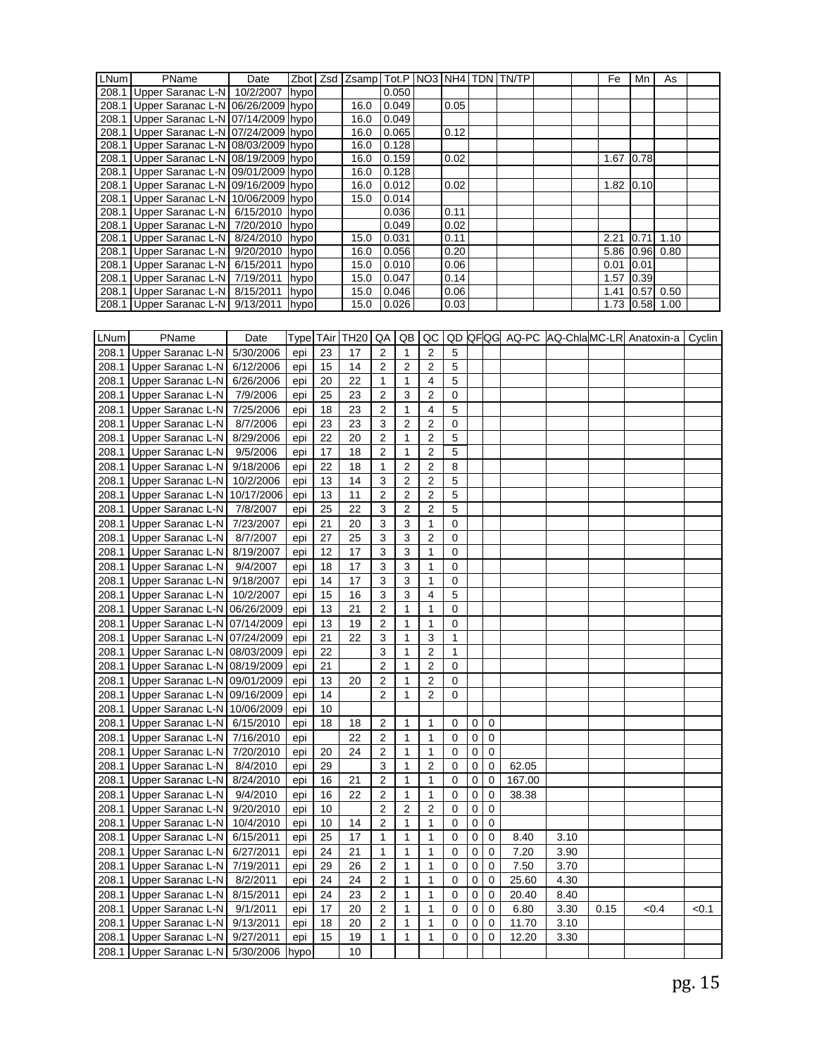| LNum | PName | Date | Zbot | Zsd | Zsamp | Tot.P | NO3 | NH4 | TDN | TN/TP | | | Fe | Mn | As | |
|---|---|---|---|---|---|---|---|---|---|---|---|---|---|---|---|---|
| 208.1 | Upper Saranac L-N | 10/2/2007 | hypo | | | 0.050 | | | | | | | | | | |
| 208.1 | Upper Saranac L-N | 06/26/2009 | hypo | | 16.0 | 0.049 | | 0.05 | | | | | | | | |
| 208.1 | Upper Saranac L-N | 07/14/2009 | hypo | | 16.0 | 0.049 | | | | | | | | | | |
| 208.1 | Upper Saranac L-N | 07/24/2009 | hypo | | 16.0 | 0.065 | | 0.12 | | | | | | | | |
| 208.1 | Upper Saranac L-N | 08/03/2009 | hypo | | 16.0 | 0.128 | | | | | | | | | | |
| 208.1 | Upper Saranac L-N | 08/19/2009 | hypo | | 16.0 | 0.159 | | 0.02 | | | | | 1.67 | 0.78 | | |
| 208.1 | Upper Saranac L-N | 09/01/2009 | hypo | | 16.0 | 0.128 | | | | | | | | | | |
| 208.1 | Upper Saranac L-N | 09/16/2009 | hypo | | 16.0 | 0.012 | | 0.02 | | | | | 1.82 | 0.10 | | |
| 208.1 | Upper Saranac L-N | 10/06/2009 | hypo | | 15.0 | 0.014 | | | | | | | | | | |
| 208.1 | Upper Saranac L-N | 6/15/2010 | hypo | | | 0.036 | | 0.11 | | | | | | | | |
| 208.1 | Upper Saranac L-N | 7/20/2010 | hypo | | | 0.049 | | 0.02 | | | | | | | | |
| 208.1 | Upper Saranac L-N | 8/24/2010 | hypo | | 15.0 | 0.031 | | 0.11 | | | | | 2.21 | 0.71 | 1.10 | |
| 208.1 | Upper Saranac L-N | 9/20/2010 | hypo | | 16.0 | 0.056 | | 0.20 | | | | | 5.86 | 0.96 | 0.80 | |
| 208.1 | Upper Saranac L-N | 6/15/2011 | hypo | | 15.0 | 0.010 | | 0.06 | | | | | 0.01 | 0.01 | | |
| 208.1 | Upper Saranac L-N | 7/19/2011 | hypo | | 15.0 | 0.047 | | 0.14 | | | | | 1.57 | 0.39 | | |
| 208.1 | Upper Saranac L-N | 8/15/2011 | hypo | | 15.0 | 0.046 | | 0.06 | | | | | 1.41 | 0.57 | 0.50 | |
| 208.1 | Upper Saranac L-N | 9/13/2011 | hypo | | 15.0 | 0.026 | | 0.03 | | | | | 1.73 | 0.58 | 1.00 | |

| LNum | PName | Date | Type | TAir | TH20 | QA | QB | QC | QD | QF | QG | AQ-PC | AQ-Chla | MC-LR | Anatoxin-a | Cyclin |
|---|---|---|---|---|---|---|---|---|---|---|---|---|---|---|---|---|
| 208.1 | Upper Saranac L-N | 5/30/2006 | epi | 23 | 17 | 2 | 1 | 2 | 5 | | | | | | | |
| 208.1 | Upper Saranac L-N | 6/12/2006 | epi | 15 | 14 | 2 | 2 | 2 | 5 | | | | | | | |
| 208.1 | Upper Saranac L-N | 6/26/2006 | epi | 20 | 22 | 1 | 1 | 4 | 5 | | | | | | | |
| 208.1 | Upper Saranac L-N | 7/9/2006 | epi | 25 | 23 | 2 | 3 | 2 | 0 | | | | | | | |
| 208.1 | Upper Saranac L-N | 7/25/2006 | epi | 18 | 23 | 2 | 1 | 4 | 5 | | | | | | | |
| 208.1 | Upper Saranac L-N | 8/7/2006 | epi | 23 | 23 | 3 | 2 | 2 | 0 | | | | | | | |
| 208.1 | Upper Saranac L-N | 8/29/2006 | epi | 22 | 20 | 2 | 1 | 2 | 5 | | | | | | | |
| 208.1 | Upper Saranac L-N | 9/5/2006 | epi | 17 | 18 | 2 | 1 | 2 | 5 | | | | | | | |
| 208.1 | Upper Saranac L-N | 9/18/2006 | epi | 22 | 18 | 1 | 2 | 2 | 8 | | | | | | | |
| 208.1 | Upper Saranac L-N | 10/2/2006 | epi | 13 | 14 | 3 | 2 | 2 | 5 | | | | | | | |
| 208.1 | Upper Saranac L-N | 10/17/2006 | epi | 13 | 11 | 2 | 2 | 2 | 5 | | | | | | | |
| 208.1 | Upper Saranac L-N | 7/8/2007 | epi | 25 | 22 | 3 | 2 | 2 | 5 | | | | | | | |
| 208.1 | Upper Saranac L-N | 7/23/2007 | epi | 21 | 20 | 3 | 3 | 1 | 0 | | | | | | | |
| 208.1 | Upper Saranac L-N | 8/7/2007 | epi | 27 | 25 | 3 | 3 | 2 | 0 | | | | | | | |
| 208.1 | Upper Saranac L-N | 8/19/2007 | epi | 12 | 17 | 3 | 3 | 1 | 0 | | | | | | | |
| 208.1 | Upper Saranac L-N | 9/4/2007 | epi | 18 | 17 | 3 | 3 | 1 | 0 | | | | | | | |
| 208.1 | Upper Saranac L-N | 9/18/2007 | epi | 14 | 17 | 3 | 3 | 1 | 0 | | | | | | | |
| 208.1 | Upper Saranac L-N | 10/2/2007 | epi | 15 | 16 | 3 | 3 | 4 | 5 | | | | | | | |
| 208.1 | Upper Saranac L-N | 06/26/2009 | epi | 13 | 21 | 2 | 1 | 1 | 0 | | | | | | | |
| 208.1 | Upper Saranac L-N | 07/14/2009 | epi | 13 | 19 | 2 | 1 | 1 | 0 | | | | | | | |
| 208.1 | Upper Saranac L-N | 07/24/2009 | epi | 21 | 22 | 3 | 1 | 3 | 1 | | | | | | | |
| 208.1 | Upper Saranac L-N | 08/03/2009 | epi | 22 | | 3 | 1 | 2 | 1 | | | | | | | |
| 208.1 | Upper Saranac L-N | 08/19/2009 | epi | 21 | | 2 | 1 | 2 | 0 | | | | | | | |
| 208.1 | Upper Saranac L-N | 09/01/2009 | epi | 13 | 20 | 2 | 1 | 2 | 0 | | | | | | | |
| 208.1 | Upper Saranac L-N | 09/16/2009 | epi | 14 | | 2 | 1 | 2 | 0 | | | | | | | |
| 208.1 | Upper Saranac L-N | 10/06/2009 | epi | 10 | | | | | | | | | | | | |
| 208.1 | Upper Saranac L-N | 6/15/2010 | epi | 18 | 18 | 2 | 1 | 1 | 0 | 0 | 0 | | | | | |
| 208.1 | Upper Saranac L-N | 7/16/2010 | epi | | 22 | 2 | 1 | 1 | 0 | 0 | 0 | | | | | |
| 208.1 | Upper Saranac L-N | 7/20/2010 | epi | 20 | 24 | 2 | 1 | 1 | 0 | 0 | 0 | | | | | |
| 208.1 | Upper Saranac L-N | 8/4/2010 | epi | 29 | | 3 | 1 | 2 | 0 | 0 | 0 | 62.05 | | | | |
| 208.1 | Upper Saranac L-N | 8/24/2010 | epi | 16 | 21 | 2 | 1 | 1 | 0 | 0 | 0 | 167.00 | | | | |
| 208.1 | Upper Saranac L-N | 9/4/2010 | epi | 16 | 22 | 2 | 1 | 1 | 0 | 0 | 0 | 38.38 | | | | |
| 208.1 | Upper Saranac L-N | 9/20/2010 | epi | 10 | | 2 | 2 | 2 | 0 | 0 | 0 | | | | | |
| 208.1 | Upper Saranac L-N | 10/4/2010 | epi | 10 | 14 | 2 | 1 | 1 | 0 | 0 | 0 | | | | | |
| 208.1 | Upper Saranac L-N | 6/15/2011 | epi | 25 | 17 | 1 | 1 | 1 | 0 | 0 | 0 | 8.40 | 3.10 | | | |
| 208.1 | Upper Saranac L-N | 6/27/2011 | epi | 24 | 21 | 1 | 1 | 1 | 0 | 0 | 0 | 7.20 | 3.90 | | | |
| 208.1 | Upper Saranac L-N | 7/19/2011 | epi | 29 | 26 | 2 | 1 | 1 | 0 | 0 | 0 | 7.50 | 3.70 | | | |
| 208.1 | Upper Saranac L-N | 8/2/2011 | epi | 24 | 24 | 2 | 1 | 1 | 0 | 0 | 0 | 25.60 | 4.30 | | | |
| 208.1 | Upper Saranac L-N | 8/15/2011 | epi | 24 | 23 | 2 | 1 | 1 | 0 | 0 | 0 | 20.40 | 8.40 | | | |
| 208.1 | Upper Saranac L-N | 9/1/2011 | epi | 17 | 20 | 2 | 1 | 1 | 0 | 0 | 0 | 6.80 | 3.30 | 0.15 | <0.4 | <0.1 |
| 208.1 | Upper Saranac L-N | 9/13/2011 | epi | 18 | 20 | 2 | 1 | 1 | 0 | 0 | 0 | 11.70 | 3.10 | | | |
| 208.1 | Upper Saranac L-N | 9/27/2011 | epi | 15 | 19 | 1 | 1 | 1 | 0 | 0 | 0 | 12.20 | 3.30 | | | |
| 208.1 | Upper Saranac L-N | 5/30/2006 | hypo | | 10 | | | | | | | | | | | |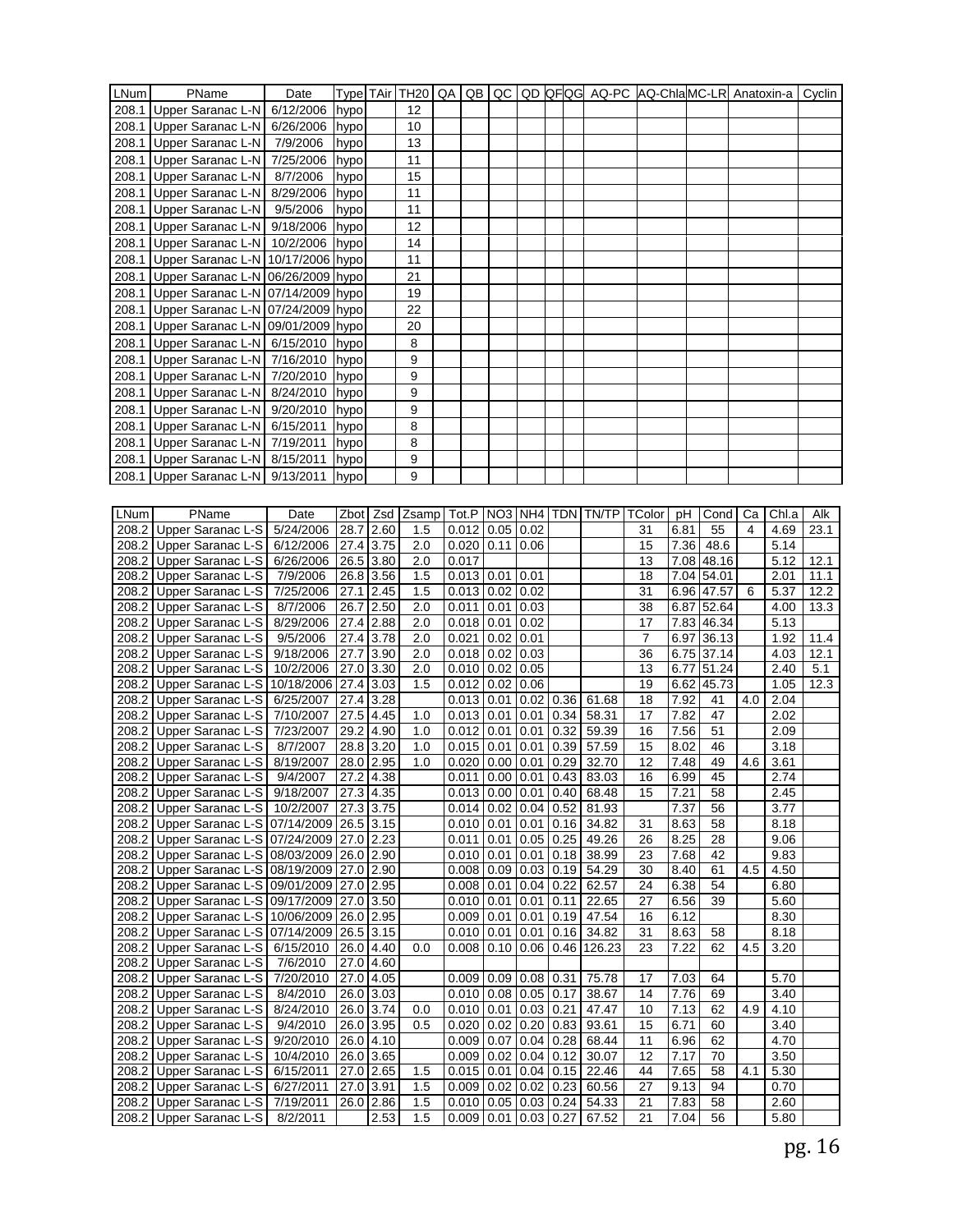| LNum | PName | Date | Type | TAir | TH20 | QA | QB | QC | QD | QF | QG | AQ-PC | AQ-Chla | MC-LR | Anatoxin-a | Cyclin |
|---|---|---|---|---|---|---|---|---|---|---|---|---|---|---|---|---|
| 208.1 | Upper Saranac L-N | 6/12/2006 | hypo | | 12 | | | | | | | | | | | |
| 208.1 | Upper Saranac L-N | 6/26/2006 | hypo | | 10 | | | | | | | | | | | |
| 208.1 | Upper Saranac L-N | 7/9/2006 | hypo | | 13 | | | | | | | | | | | |
| 208.1 | Upper Saranac L-N | 7/25/2006 | hypo | | 11 | | | | | | | | | | | |
| 208.1 | Upper Saranac L-N | 8/7/2006 | hypo | | 15 | | | | | | | | | | | |
| 208.1 | Upper Saranac L-N | 8/29/2006 | hypo | | 11 | | | | | | | | | | | |
| 208.1 | Upper Saranac L-N | 9/5/2006 | hypo | | 11 | | | | | | | | | | | |
| 208.1 | Upper Saranac L-N | 9/18/2006 | hypo | | 12 | | | | | | | | | | | |
| 208.1 | Upper Saranac L-N | 10/2/2006 | hypo | | 14 | | | | | | | | | | | |
| 208.1 | Upper Saranac L-N | 10/17/2006 | hypo | | 11 | | | | | | | | | | | |
| 208.1 | Upper Saranac L-N | 06/26/2009 | hypo | | 21 | | | | | | | | | | | |
| 208.1 | Upper Saranac L-N | 07/14/2009 | hypo | | 19 | | | | | | | | | | | |
| 208.1 | Upper Saranac L-N | 07/24/2009 | hypo | | 22 | | | | | | | | | | | |
| 208.1 | Upper Saranac L-N | 09/01/2009 | hypo | | 20 | | | | | | | | | | | |
| 208.1 | Upper Saranac L-N | 6/15/2010 | hypo | | 8 | | | | | | | | | | | |
| 208.1 | Upper Saranac L-N | 7/16/2010 | hypo | | 9 | | | | | | | | | | | |
| 208.1 | Upper Saranac L-N | 7/20/2010 | hypo | | 9 | | | | | | | | | | | |
| 208.1 | Upper Saranac L-N | 8/24/2010 | hypo | | 9 | | | | | | | | | | | |
| 208.1 | Upper Saranac L-N | 9/20/2010 | hypo | | 9 | | | | | | | | | | | |
| 208.1 | Upper Saranac L-N | 6/15/2011 | hypo | | 8 | | | | | | | | | | | |
| 208.1 | Upper Saranac L-N | 7/19/2011 | hypo | | 8 | | | | | | | | | | | |
| 208.1 | Upper Saranac L-N | 8/15/2011 | hypo | | 9 | | | | | | | | | | | |
| 208.1 | Upper Saranac L-N | 9/13/2011 | hypo | | 9 | | | | | | | | | | | |

| LNum | PName | Date | Zbot | Zsd | Zsamp | Tot.P | NO3 | NH4 | TDN | TN/TP | TColor | pH | Cond | Ca | Chl.a | Alk |
|---|---|---|---|---|---|---|---|---|---|---|---|---|---|---|---|---|
| 208.2 | Upper Saranac L-S | 5/24/2006 | 28.7 | 2.60 | 1.5 | 0.012 | 0.05 | 0.02 | | | 31 | 6.81 | 55 | 4 | 4.69 | 23.1 |
| 208.2 | Upper Saranac L-S | 6/12/2006 | 27.4 | 3.75 | 2.0 | 0.020 | 0.11 | 0.06 | | | 15 | 7.36 | 48.6 | | 5.14 | |
| 208.2 | Upper Saranac L-S | 6/26/2006 | 26.5 | 3.80 | 2.0 | 0.017 | | | | | 13 | 7.08 | 48.16 | | 5.12 | 12.1 |
| 208.2 | Upper Saranac L-S | 7/9/2006 | 26.8 | 3.56 | 1.5 | 0.013 | 0.01 | 0.01 | | | 18 | 7.04 | 54.01 | | 2.01 | 11.1 |
| 208.2 | Upper Saranac L-S | 7/25/2006 | 27.1 | 2.45 | 1.5 | 0.013 | 0.02 | 0.02 | | | 31 | 6.96 | 47.57 | 6 | 5.37 | 12.2 |
| 208.2 | Upper Saranac L-S | 8/7/2006 | 26.7 | 2.50 | 2.0 | 0.011 | 0.01 | 0.03 | | | 38 | 6.87 | 52.64 | | 4.00 | 13.3 |
| 208.2 | Upper Saranac L-S | 8/29/2006 | 27.4 | 2.88 | 2.0 | 0.018 | 0.01 | 0.02 | | | 17 | 7.83 | 46.34 | | 5.13 | |
| 208.2 | Upper Saranac L-S | 9/5/2006 | 27.4 | 3.78 | 2.0 | 0.021 | 0.02 | 0.01 | | | 7 | 6.97 | 36.13 | | 1.92 | 11.4 |
| 208.2 | Upper Saranac L-S | 9/18/2006 | 27.7 | 3.90 | 2.0 | 0.018 | 0.02 | 0.03 | | | 36 | 6.75 | 37.14 | | 4.03 | 12.1 |
| 208.2 | Upper Saranac L-S | 10/2/2006 | 27.0 | 3.30 | 2.0 | 0.010 | 0.02 | 0.05 | | | 13 | 6.77 | 51.24 | | 2.40 | 5.1 |
| 208.2 | Upper Saranac L-S | 10/18/2006 | 27.4 | 3.03 | 1.5 | 0.012 | 0.02 | 0.06 | | | 19 | 6.62 | 45.73 | | 1.05 | 12.3 |
| 208.2 | Upper Saranac L-S | 6/25/2007 | 27.4 | 3.28 | | 0.013 | 0.01 | 0.02 | 0.36 | 61.68 | 18 | 7.92 | 41 | 4.0 | 2.04 | |
| 208.2 | Upper Saranac L-S | 7/10/2007 | 27.5 | 4.45 | 1.0 | 0.013 | 0.01 | 0.01 | 0.34 | 58.31 | 17 | 7.82 | 47 | | 2.02 | |
| 208.2 | Upper Saranac L-S | 7/23/2007 | 29.2 | 4.90 | 1.0 | 0.012 | 0.01 | 0.01 | 0.32 | 59.39 | 16 | 7.56 | 51 | | 2.09 | |
| 208.2 | Upper Saranac L-S | 8/7/2007 | 28.8 | 3.20 | 1.0 | 0.015 | 0.01 | 0.01 | 0.39 | 57.59 | 15 | 8.02 | 46 | | 3.18 | |
| 208.2 | Upper Saranac L-S | 8/19/2007 | 28.0 | 2.95 | 1.0 | 0.020 | 0.00 | 0.01 | 0.29 | 32.70 | 12 | 7.48 | 49 | 4.6 | 3.61 | |
| 208.2 | Upper Saranac L-S | 9/4/2007 | 27.2 | 4.38 | | 0.011 | 0.00 | 0.01 | 0.43 | 83.03 | 16 | 6.99 | 45 | | 2.74 | |
| 208.2 | Upper Saranac L-S | 9/18/2007 | 27.3 | 4.35 | | 0.013 | 0.00 | 0.01 | 0.40 | 68.48 | 15 | 7.21 | 58 | | 2.45 | |
| 208.2 | Upper Saranac L-S | 10/2/2007 | 27.3 | 3.75 | | 0.014 | 0.02 | 0.04 | 0.52 | 81.93 | | 7.37 | 56 | | 3.77 | |
| 208.2 | Upper Saranac L-S | 07/14/2009 | 26.5 | 3.15 | | 0.010 | 0.01 | 0.01 | 0.16 | 34.82 | 31 | 8.63 | 58 | | 8.18 | |
| 208.2 | Upper Saranac L-S | 07/24/2009 | 27.0 | 2.23 | | 0.011 | 0.01 | 0.05 | 0.25 | 49.26 | 26 | 8.25 | 28 | | 9.06 | |
| 208.2 | Upper Saranac L-S | 08/03/2009 | 26.0 | 2.90 | | 0.010 | 0.01 | 0.01 | 0.18 | 38.99 | 23 | 7.68 | 42 | | 9.83 | |
| 208.2 | Upper Saranac L-S | 08/19/2009 | 27.0 | 2.90 | | 0.008 | 0.09 | 0.03 | 0.19 | 54.29 | 30 | 8.40 | 61 | 4.5 | 4.50 | |
| 208.2 | Upper Saranac L-S | 09/01/2009 | 27.0 | 2.95 | | 0.008 | 0.01 | 0.04 | 0.22 | 62.57 | 24 | 6.38 | 54 | | 6.80 | |
| 208.2 | Upper Saranac L-S | 09/17/2009 | 27.0 | 3.50 | | 0.010 | 0.01 | 0.01 | 0.11 | 22.65 | 27 | 6.56 | 39 | | 5.60 | |
| 208.2 | Upper Saranac L-S | 10/06/2009 | 26.0 | 2.95 | | 0.009 | 0.01 | 0.01 | 0.19 | 47.54 | 16 | 6.12 | | | 8.30 | |
| 208.2 | Upper Saranac L-S | 07/14/2009 | 26.5 | 3.15 | | 0.010 | 0.01 | 0.01 | 0.16 | 34.82 | 31 | 8.63 | 58 | | 8.18 | |
| 208.2 | Upper Saranac L-S | 6/15/2010 | 26.0 | 4.40 | 0.0 | 0.008 | 0.10 | 0.06 | 0.46 | 126.23 | 23 | 7.22 | 62 | 4.5 | 3.20 | |
| 208.2 | Upper Saranac L-S | 7/6/2010 | 27.0 | 4.60 | | | | | | | | | | | | |
| 208.2 | Upper Saranac L-S | 7/20/2010 | 27.0 | 4.05 | | 0.009 | 0.09 | 0.08 | 0.31 | 75.78 | 17 | 7.03 | 64 | | 5.70 | |
| 208.2 | Upper Saranac L-S | 8/4/2010 | 26.0 | 3.03 | | 0.010 | 0.08 | 0.05 | 0.17 | 38.67 | 14 | 7.76 | 69 | | 3.40 | |
| 208.2 | Upper Saranac L-S | 8/24/2010 | 26.0 | 3.74 | 0.0 | 0.010 | 0.01 | 0.03 | 0.21 | 47.47 | 10 | 7.13 | 62 | 4.9 | 4.10 | |
| 208.2 | Upper Saranac L-S | 9/4/2010 | 26.0 | 3.95 | 0.5 | 0.020 | 0.02 | 0.20 | 0.83 | 93.61 | 15 | 6.71 | 60 | | 3.40 | |
| 208.2 | Upper Saranac L-S | 9/20/2010 | 26.0 | 4.10 | | 0.009 | 0.07 | 0.04 | 0.28 | 68.44 | 11 | 6.96 | 62 | | 4.70 | |
| 208.2 | Upper Saranac L-S | 10/4/2010 | 26.0 | 3.65 | | 0.009 | 0.02 | 0.04 | 0.12 | 30.07 | 12 | 7.17 | 70 | | 3.50 | |
| 208.2 | Upper Saranac L-S | 6/15/2011 | 27.0 | 2.65 | 1.5 | 0.015 | 0.01 | 0.04 | 0.15 | 22.46 | 44 | 7.65 | 58 | 4.1 | 5.30 | |
| 208.2 | Upper Saranac L-S | 6/27/2011 | 27.0 | 3.91 | 1.5 | 0.009 | 0.02 | 0.02 | 0.23 | 60.56 | 27 | 9.13 | 94 | | 0.70 | |
| 208.2 | Upper Saranac L-S | 7/19/2011 | 26.0 | 2.86 | 1.5 | 0.010 | 0.05 | 0.03 | 0.24 | 54.33 | 21 | 7.83 | 58 | | 2.60 | |
| 208.2 | Upper Saranac L-S | 8/2/2011 | | 2.53 | 1.5 | 0.009 | 0.01 | 0.03 | 0.27 | 67.52 | 21 | 7.04 | 56 | | 5.80 | |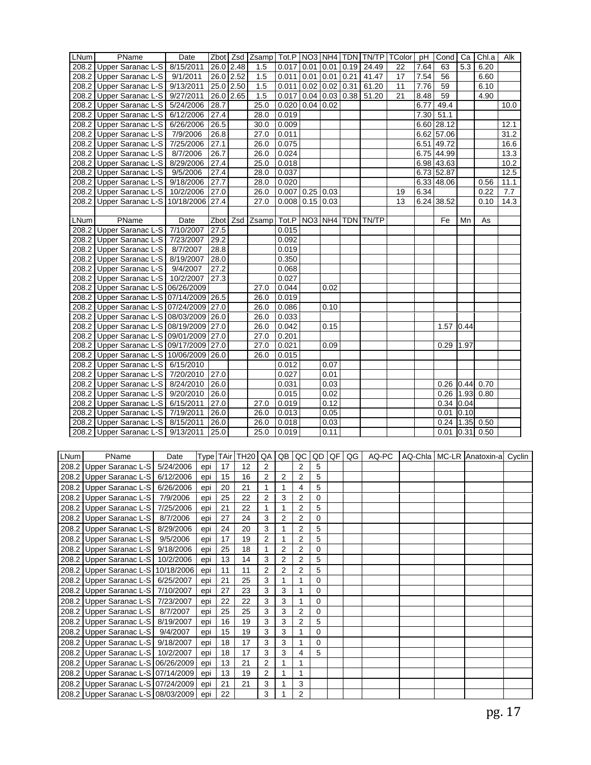| LNum | PName | Date | Zbot | Zsd | Zsamp | Tot.P | NO3 | NH4 | TDN | TN/TP | TColor | pH | Cond | Ca | Chl.a | Alk |
|---|---|---|---|---|---|---|---|---|---|---|---|---|---|---|---|---|
| 208.2 | Upper Saranac L-S | 8/15/2011 | 26.0 | 2.48 | 1.5 | 0.017 | 0.01 | 0.01 | 0.19 | 24.49 | 22 | 7.64 | 63 | 5.3 | 6.20 | |
| 208.2 | Upper Saranac L-S | 9/1/2011 | 26.0 | 2.52 | 1.5 | 0.011 | 0.01 | 0.01 | 0.21 | 41.47 | 17 | 7.54 | 56 | | 6.60 | |
| 208.2 | Upper Saranac L-S | 9/13/2011 | 25.0 | 2.50 | 1.5 | 0.011 | 0.02 | 0.02 | 0.31 | 61.20 | 11 | 7.76 | 59 | | 6.10 | |
| 208.2 | Upper Saranac L-S | 9/27/2011 | 26.0 | 2.65 | 1.5 | 0.017 | 0.04 | 0.03 | 0.38 | 51.20 | 21 | 8.48 | 59 | | 4.90 | |
| 208.2 | Upper Saranac L-S | 5/24/2006 | 28.7 | | 25.0 | 0.020 | 0.04 | 0.02 | | | | 6.77 | 49.4 | | | 10.0 |
| 208.2 | Upper Saranac L-S | 6/12/2006 | 27.4 | | 28.0 | 0.019 | | | | | | 7.30 | 51.1 | | | |
| 208.2 | Upper Saranac L-S | 6/26/2006 | 26.5 | | 30.0 | 0.009 | | | | | | 6.60 | 28.12 | | | 12.1 |
| 208.2 | Upper Saranac L-S | 7/9/2006 | 26.8 | | 27.0 | 0.011 | | | | | | 6.62 | 57.06 | | | 31.2 |
| 208.2 | Upper Saranac L-S | 7/25/2006 | 27.1 | | 26.0 | 0.075 | | | | | | 6.51 | 49.72 | | | 16.6 |
| 208.2 | Upper Saranac L-S | 8/7/2006 | 26.7 | | 26.0 | 0.024 | | | | | | 6.75 | 44.99 | | | 13.3 |
| 208.2 | Upper Saranac L-S | 8/29/2006 | 27.4 | | 25.0 | 0.018 | | | | | | 6.98 | 43.63 | | | 10.2 |
| 208.2 | Upper Saranac L-S | 9/5/2006 | 27.4 | | 28.0 | 0.037 | | | | | | 6.73 | 52.87 | | | 12.5 |
| 208.2 | Upper Saranac L-S | 9/18/2006 | 27.7 | | 28.0 | 0.020 | | | | | | 6.33 | 48.06 | | 0.56 | 11.1 |
| 208.2 | Upper Saranac L-S | 10/2/2006 | 27.0 | | 26.0 | 0.007 | 0.25 | 0.03 | | | 19 | 6.34 | | | 0.22 | 7.7 |
| 208.2 | Upper Saranac L-S | 10/18/2006 | 27.4 | | 27.0 | 0.008 | 0.15 | 0.03 | | | 13 | 6.24 | 38.52 | | 0.10 | 14.3 |

| LNum | PName | Date | Zbot | Zsd | Zsamp | Tot.P | NO3 | NH4 | TDN | TN/TP | | | Fe | Mn | As | |
|---|---|---|---|---|---|---|---|---|---|---|---|---|---|---|---|---|
| 208.2 | Upper Saranac L-S | 7/10/2007 | 27.5 | | | 0.015 | | | | | | | | | | |
| 208.2 | Upper Saranac L-S | 7/23/2007 | 29.2 | | | 0.092 | | | | | | | | | | |
| 208.2 | Upper Saranac L-S | 8/7/2007 | 28.8 | | | 0.019 | | | | | | | | | | |
| 208.2 | Upper Saranac L-S | 8/19/2007 | 28.0 | | | 0.350 | | | | | | | | | | |
| 208.2 | Upper Saranac L-S | 9/4/2007 | 27.2 | | | 0.068 | | | | | | | | | | |
| 208.2 | Upper Saranac L-S | 10/2/2007 | 27.3 | | | 0.027 | | | | | | | | | | |
| 208.2 | Upper Saranac L-S | 06/26/2009 | | | 27.0 | 0.044 | | 0.02 | | | | | | | | |
| 208.2 | Upper Saranac L-S | 07/14/2009 | 26.5 | | 26.0 | 0.019 | | | | | | | | | | |
| 208.2 | Upper Saranac L-S | 07/24/2009 | 27.0 | | 26.0 | 0.086 | | 0.10 | | | | | | | | |
| 208.2 | Upper Saranac L-S | 08/03/2009 | 26.0 | | 26.0 | 0.033 | | | | | | | | | | |
| 208.2 | Upper Saranac L-S | 08/19/2009 | 27.0 | | 26.0 | 0.042 | | 0.15 | | | | | 1.57 | 0.44 | | |
| 208.2 | Upper Saranac L-S | 09/01/2009 | 27.0 | | 27.0 | 0.201 | | | | | | | | | | |
| 208.2 | Upper Saranac L-S | 09/17/2009 | 27.0 | | 27.0 | 0.021 | | 0.09 | | | | | 0.29 | 1.97 | | |
| 208.2 | Upper Saranac L-S | 10/06/2009 | 26.0 | | 26.0 | 0.015 | | | | | | | | | | |
| 208.2 | Upper Saranac L-S | 6/15/2010 | | | | 0.012 | | 0.07 | | | | | | | | |
| 208.2 | Upper Saranac L-S | 7/20/2010 | 27.0 | | | 0.027 | | 0.01 | | | | | | | | |
| 208.2 | Upper Saranac L-S | 8/24/2010 | 26.0 | | | 0.031 | | 0.03 | | | | | 0.26 | 0.44 | 0.70 | |
| 208.2 | Upper Saranac L-S | 9/20/2010 | 26.0 | | | 0.015 | | 0.02 | | | | | 0.26 | 1.93 | 0.80 | |
| 208.2 | Upper Saranac L-S | 6/15/2011 | 27.0 | | 27.0 | 0.019 | | 0.12 | | | | | 0.34 | 0.04 | | |
| 208.2 | Upper Saranac L-S | 7/19/2011 | 26.0 | | 26.0 | 0.013 | | 0.05 | | | | | 0.01 | 0.10 | | |
| 208.2 | Upper Saranac L-S | 8/15/2011 | 26.0 | | 26.0 | 0.018 | | 0.03 | | | | | 0.24 | 1.35 | 0.50 | |
| 208.2 | Upper Saranac L-S | 9/13/2011 | 25.0 | | 25.0 | 0.019 | | 0.11 | | | | | 0.01 | 0.31 | 0.50 | |

| LNum | PName | Date | Type | TAir | TH20 | QA | QB | QC | QD | QF | QG | AQ-PC | AQ-Chla | MC-LR | Anatoxin-a | Cyclin |
|---|---|---|---|---|---|---|---|---|---|---|---|---|---|---|---|---|
| 208.2 | Upper Saranac L-S | 5/24/2006 | epi | 17 | 12 | 2 | | 2 | 5 | | | | | | | |
| 208.2 | Upper Saranac L-S | 6/12/2006 | epi | 15 | 16 | 2 | 2 | 2 | 5 | | | | | | | |
| 208.2 | Upper Saranac L-S | 6/26/2006 | epi | 20 | 21 | 1 | 1 | 4 | 5 | | | | | | | |
| 208.2 | Upper Saranac L-S | 7/9/2006 | epi | 25 | 22 | 2 | 3 | 2 | 0 | | | | | | | |
| 208.2 | Upper Saranac L-S | 7/25/2006 | epi | 21 | 22 | 1 | 1 | 2 | 5 | | | | | | | |
| 208.2 | Upper Saranac L-S | 8/7/2006 | epi | 27 | 24 | 3 | 2 | 2 | 0 | | | | | | | |
| 208.2 | Upper Saranac L-S | 8/29/2006 | epi | 24 | 20 | 3 | 1 | 2 | 5 | | | | | | | |
| 208.2 | Upper Saranac L-S | 9/5/2006 | epi | 17 | 19 | 2 | 1 | 2 | 5 | | | | | | | |
| 208.2 | Upper Saranac L-S | 9/18/2006 | epi | 25 | 18 | 1 | 2 | 2 | 0 | | | | | | | |
| 208.2 | Upper Saranac L-S | 10/2/2006 | epi | 13 | 14 | 3 | 2 | 2 | 5 | | | | | | | |
| 208.2 | Upper Saranac L-S | 10/18/2006 | epi | 11 | 11 | 2 | 2 | 2 | 5 | | | | | | | |
| 208.2 | Upper Saranac L-S | 6/25/2007 | epi | 21 | 25 | 3 | 1 | 1 | 0 | | | | | | | |
| 208.2 | Upper Saranac L-S | 7/10/2007 | epi | 27 | 23 | 3 | 3 | 1 | 0 | | | | | | | |
| 208.2 | Upper Saranac L-S | 7/23/2007 | epi | 22 | 22 | 3 | 3 | 1 | 0 | | | | | | | |
| 208.2 | Upper Saranac L-S | 8/7/2007 | epi | 25 | 25 | 3 | 3 | 2 | 0 | | | | | | | |
| 208.2 | Upper Saranac L-S | 8/19/2007 | epi | 16 | 19 | 3 | 3 | 2 | 5 | | | | | | | |
| 208.2 | Upper Saranac L-S | 9/4/2007 | epi | 15 | 19 | 3 | 3 | 1 | 0 | | | | | | | |
| 208.2 | Upper Saranac L-S | 9/18/2007 | epi | 18 | 17 | 3 | 3 | 1 | 0 | | | | | | | |
| 208.2 | Upper Saranac L-S | 10/2/2007 | epi | 18 | 17 | 3 | 3 | 4 | 5 | | | | | | | |
| 208.2 | Upper Saranac L-S | 06/26/2009 | epi | 13 | 21 | 2 | 1 | 1 | | | | | | | | |
| 208.2 | Upper Saranac L-S | 07/14/2009 | epi | 13 | 19 | 2 | 1 | 1 | | | | | | | | |
| 208.2 | Upper Saranac L-S | 07/24/2009 | epi | 21 | 21 | 3 | 1 | 3 | | | | | | | | |
| 208.2 | Upper Saranac L-S | 08/03/2009 | epi | 22 | | 3 | 1 | 2 | | | | | | | | |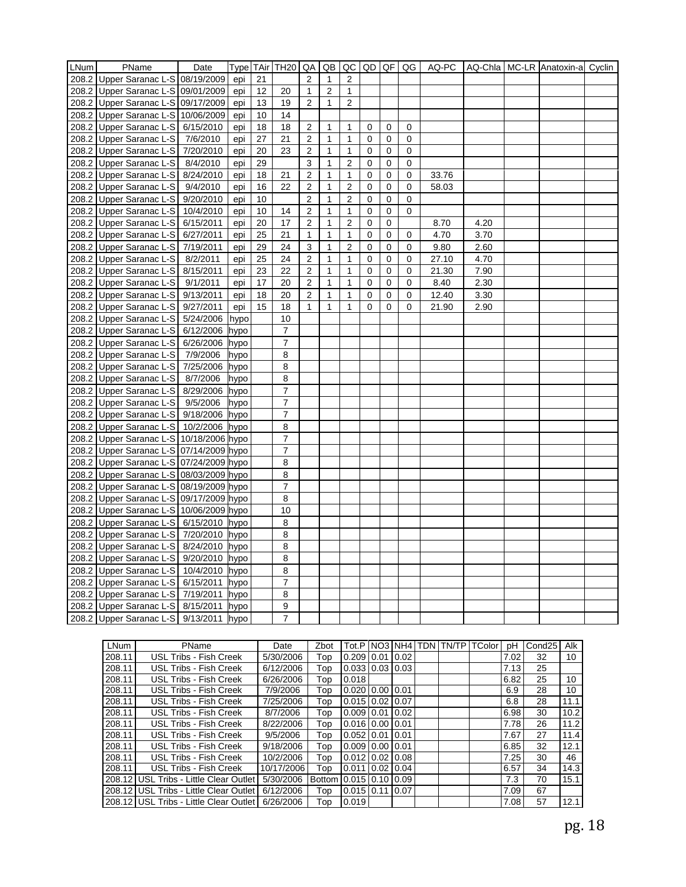| LNum | PName | Date | Type | TAir | TH20 | QA | QB | QC | QD | QF | QG | AQ-PC | AQ-Chla | MC-LR | Anatoxin-a | Cyclin |
|---|---|---|---|---|---|---|---|---|---|---|---|---|---|---|---|---|
| 208.2 | Upper Saranac L-S | 08/19/2009 | epi | 21 | | 2 | 1 | 2 | | | | | | | | |
| 208.2 | Upper Saranac L-S | 09/01/2009 | epi | 12 | 20 | 1 | 2 | 1 | | | | | | | | |
| 208.2 | Upper Saranac L-S | 09/17/2009 | epi | 13 | 19 | 2 | 1 | 2 | | | | | | | | |
| 208.2 | Upper Saranac L-S | 10/06/2009 | epi | 10 | 14 | | | | | | | | | | | |
| 208.2 | Upper Saranac L-S | 6/15/2010 | epi | 18 | 18 | 2 | 1 | 1 | 0 | 0 | 0 | | | | | |
| 208.2 | Upper Saranac L-S | 7/6/2010 | epi | 27 | 21 | 2 | 1 | 1 | 0 | 0 | 0 | | | | | |
| 208.2 | Upper Saranac L-S | 7/20/2010 | epi | 20 | 23 | 2 | 1 | 1 | 0 | 0 | 0 | | | | | |
| 208.2 | Upper Saranac L-S | 8/4/2010 | epi | 29 | | 3 | 1 | 2 | 0 | 0 | 0 | | | | | |
| 208.2 | Upper Saranac L-S | 8/24/2010 | epi | 18 | 21 | 2 | 1 | 1 | 0 | 0 | 0 | 33.76 | | | | |
| 208.2 | Upper Saranac L-S | 9/4/2010 | epi | 16 | 22 | 2 | 1 | 2 | 0 | 0 | 0 | 58.03 | | | | |
| 208.2 | Upper Saranac L-S | 9/20/2010 | epi | 10 | | 2 | 1 | 2 | 0 | 0 | 0 | | | | | |
| 208.2 | Upper Saranac L-S | 10/4/2010 | epi | 10 | 14 | 2 | 1 | 1 | 0 | 0 | 0 | | | | | |
| 208.2 | Upper Saranac L-S | 6/15/2011 | epi | 20 | 17 | 2 | 1 | 2 | 0 | 0 | | 8.70 | 4.20 | | | |
| 208.2 | Upper Saranac L-S | 6/27/2011 | epi | 25 | 21 | 1 | 1 | 1 | 0 | 0 | 0 | 4.70 | 3.70 | | | |
| 208.2 | Upper Saranac L-S | 7/19/2011 | epi | 29 | 24 | 3 | 1 | 2 | 0 | 0 | 0 | 9.80 | 2.60 | | | |
| 208.2 | Upper Saranac L-S | 8/2/2011 | epi | 25 | 24 | 2 | 1 | 1 | 0 | 0 | 0 | 27.10 | 4.70 | | | |
| 208.2 | Upper Saranac L-S | 8/15/2011 | epi | 23 | 22 | 2 | 1 | 1 | 0 | 0 | 0 | 21.30 | 7.90 | | | |
| 208.2 | Upper Saranac L-S | 9/1/2011 | epi | 17 | 20 | 2 | 1 | 1 | 0 | 0 | 0 | 8.40 | 2.30 | | | |
| 208.2 | Upper Saranac L-S | 9/13/2011 | epi | 18 | 20 | 2 | 1 | 1 | 0 | 0 | 0 | 12.40 | 3.30 | | | |
| 208.2 | Upper Saranac L-S | 9/27/2011 | epi | 15 | 18 | 1 | 1 | 1 | 0 | 0 | 0 | 21.90 | 2.90 | | | |
| 208.2 | Upper Saranac L-S | 5/24/2006 | hypo | | 10 | | | | | | | | | | | |
| 208.2 | Upper Saranac L-S | 6/12/2006 | hypo | | 7 | | | | | | | | | | | |
| 208.2 | Upper Saranac L-S | 6/26/2006 | hypo | | 7 | | | | | | | | | | | |
| 208.2 | Upper Saranac L-S | 7/9/2006 | hypo | | 8 | | | | | | | | | | | |
| 208.2 | Upper Saranac L-S | 7/25/2006 | hypo | | 8 | | | | | | | | | | | |
| 208.2 | Upper Saranac L-S | 8/7/2006 | hypo | | 8 | | | | | | | | | | | |
| 208.2 | Upper Saranac L-S | 8/29/2006 | hypo | | 7 | | | | | | | | | | | |
| 208.2 | Upper Saranac L-S | 9/5/2006 | hypo | | 7 | | | | | | | | | | | |
| 208.2 | Upper Saranac L-S | 9/18/2006 | hypo | | 7 | | | | | | | | | | | |
| 208.2 | Upper Saranac L-S | 10/2/2006 | hypo | | 8 | | | | | | | | | | | |
| 208.2 | Upper Saranac L-S | 10/18/2006 | hypo | | 7 | | | | | | | | | | | |
| 208.2 | Upper Saranac L-S | 07/14/2009 | hypo | | 7 | | | | | | | | | | | |
| 208.2 | Upper Saranac L-S | 07/24/2009 | hypo | | 8 | | | | | | | | | | | |
| 208.2 | Upper Saranac L-S | 08/03/2009 | hypo | | 8 | | | | | | | | | | | |
| 208.2 | Upper Saranac L-S | 08/19/2009 | hypo | | 7 | | | | | | | | | | | |
| 208.2 | Upper Saranac L-S | 09/17/2009 | hypo | | 8 | | | | | | | | | | | |
| 208.2 | Upper Saranac L-S | 10/06/2009 | hypo | | 10 | | | | | | | | | | | |
| 208.2 | Upper Saranac L-S | 6/15/2010 | hypo | | 8 | | | | | | | | | | | |
| 208.2 | Upper Saranac L-S | 7/20/2010 | hypo | | 8 | | | | | | | | | | | |
| 208.2 | Upper Saranac L-S | 8/24/2010 | hypo | | 8 | | | | | | | | | | | |
| 208.2 | Upper Saranac L-S | 9/20/2010 | hypo | | 8 | | | | | | | | | | | |
| 208.2 | Upper Saranac L-S | 10/4/2010 | hypo | | 8 | | | | | | | | | | | |
| 208.2 | Upper Saranac L-S | 6/15/2011 | hypo | | 7 | | | | | | | | | | | |
| 208.2 | Upper Saranac L-S | 7/19/2011 | hypo | | 8 | | | | | | | | | | | |
| 208.2 | Upper Saranac L-S | 8/15/2011 | hypo | | 9 | | | | | | | | | | | |
| 208.2 | Upper Saranac L-S | 9/13/2011 | hypo | | 7 | | | | | | | | | | | |

| LNum | PName | Date | Zbot | Tot.P | NO3 | NH4 | TDN | TN/TP | TColor | pH | Cond25 | Alk |
|---|---|---|---|---|---|---|---|---|---|---|---|---|
| 208.11 | USL Tribs - Fish Creek | 5/30/2006 | Top | 0.209 | 0.01 | 0.02 | | | | 7.02 | 32 | 10 |
| 208.11 | USL Tribs - Fish Creek | 6/12/2006 | Top | 0.033 | 0.03 | 0.03 | | | | 7.13 | 25 | |
| 208.11 | USL Tribs - Fish Creek | 6/26/2006 | Top | 0.018 | | | | | | 6.82 | 25 | 10 |
| 208.11 | USL Tribs - Fish Creek | 7/9/2006 | Top | 0.020 | 0.00 | 0.01 | | | | 6.9 | 28 | 10 |
| 208.11 | USL Tribs - Fish Creek | 7/25/2006 | Top | 0.015 | 0.02 | 0.07 | | | | 6.8 | 28 | 11.1 |
| 208.11 | USL Tribs - Fish Creek | 8/7/2006 | Top | 0.009 | 0.01 | 0.02 | | | | 6.98 | 30 | 10.2 |
| 208.11 | USL Tribs - Fish Creek | 8/22/2006 | Top | 0.016 | 0.00 | 0.01 | | | | 7.78 | 26 | 11.2 |
| 208.11 | USL Tribs - Fish Creek | 9/5/2006 | Top | 0.052 | 0.01 | 0.01 | | | | 7.67 | 27 | 11.4 |
| 208.11 | USL Tribs - Fish Creek | 9/18/2006 | Top | 0.009 | 0.00 | 0.01 | | | | 6.85 | 32 | 12.1 |
| 208.11 | USL Tribs - Fish Creek | 10/2/2006 | Top | 0.012 | 0.02 | 0.08 | | | | 7.25 | 30 | 46 |
| 208.11 | USL Tribs - Fish Creek | 10/17/2006 | Top | 0.011 | 0.02 | 0.04 | | | | 6.57 | 34 | 14.3 |
| 208.12 | USL Tribs - Little Clear Outlet | 5/30/2006 | Bottom | 0.015 | 0.10 | 0.09 | | | | 7.3 | 70 | 15.1 |
| 208.12 | USL Tribs - Little Clear Outlet | 6/12/2006 | Top | 0.015 | 0.11 | 0.07 | | | | 7.09 | 67 | |
| 208.12 | USL Tribs - Little Clear Outlet | 6/26/2006 | Top | 0.019 | | | | | | 7.08 | 57 | 12.1 |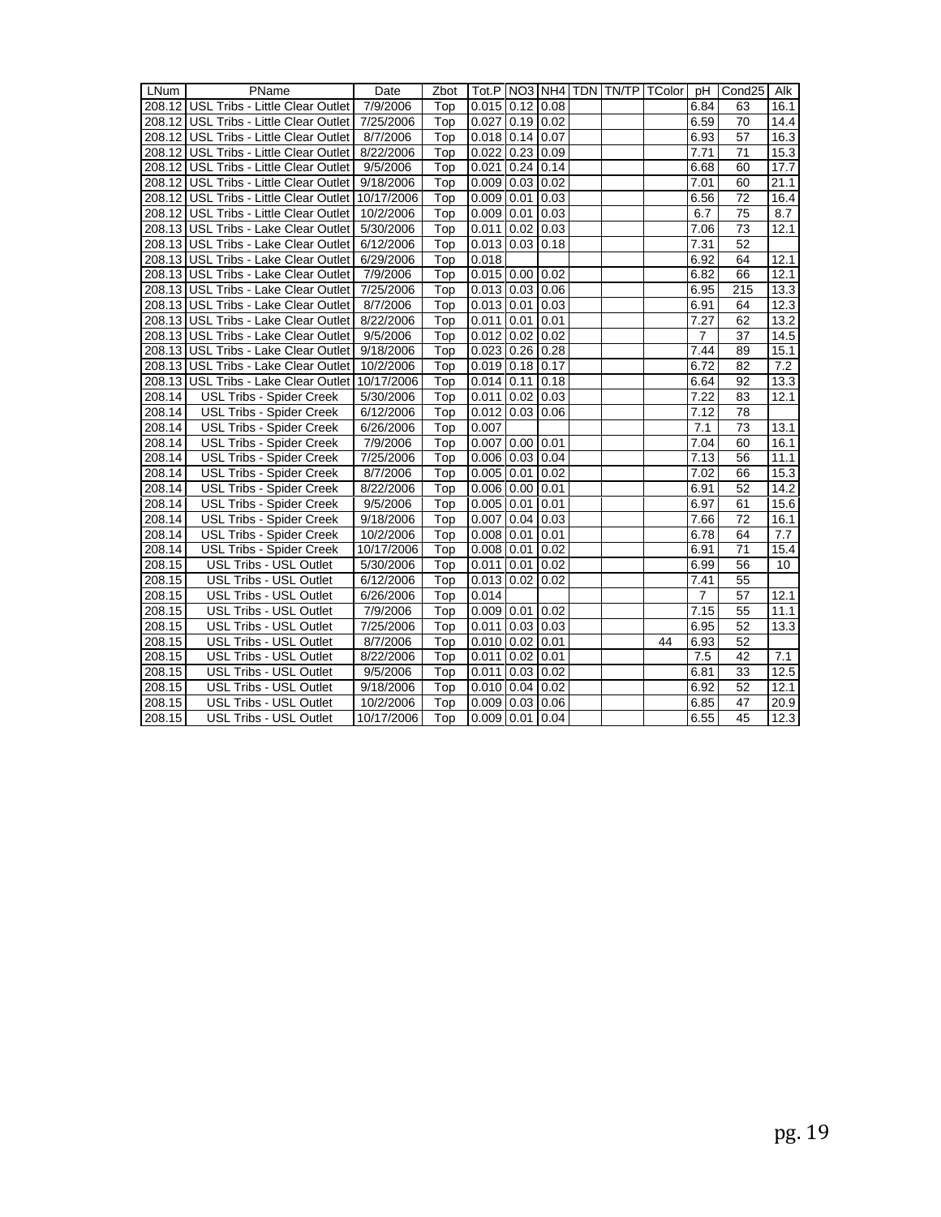| LNum | PName | Date | Zbot | Tot.P | NO3 | NH4 | TDN | TN/TP | TColor | pH | Cond25 | Alk |
|---|---|---|---|---|---|---|---|---|---|---|---|---|
| 208.12 | USL Tribs - Little Clear Outlet | 7/9/2006 | Top | 0.015 | 0.12 | 0.08 | | | | 6.84 | 63 | 16.1 |
| 208.12 | USL Tribs - Little Clear Outlet | 7/25/2006 | Top | 0.027 | 0.19 | 0.02 | | | | 6.59 | 70 | 14.4 |
| 208.12 | USL Tribs - Little Clear Outlet | 8/7/2006 | Top | 0.018 | 0.14 | 0.07 | | | | 6.93 | 57 | 16.3 |
| 208.12 | USL Tribs - Little Clear Outlet | 8/22/2006 | Top | 0.022 | 0.23 | 0.09 | | | | 7.71 | 71 | 15.3 |
| 208.12 | USL Tribs - Little Clear Outlet | 9/5/2006 | Top | 0.021 | 0.24 | 0.14 | | | | 6.68 | 60 | 17.7 |
| 208.12 | USL Tribs - Little Clear Outlet | 9/18/2006 | Top | 0.009 | 0.03 | 0.02 | | | | 7.01 | 60 | 21.1 |
| 208.12 | USL Tribs - Little Clear Outlet | 10/17/2006 | Top | 0.009 | 0.01 | 0.03 | | | | 6.56 | 72 | 16.4 |
| 208.12 | USL Tribs - Little Clear Outlet | 10/2/2006 | Top | 0.009 | 0.01 | 0.03 | | | | 6.7 | 75 | 8.7 |
| 208.13 | USL Tribs - Lake Clear Outlet | 5/30/2006 | Top | 0.011 | 0.02 | 0.03 | | | | 7.06 | 73 | 12.1 |
| 208.13 | USL Tribs - Lake Clear Outlet | 6/12/2006 | Top | 0.013 | 0.03 | 0.18 | | | | 7.31 | 52 | |
| 208.13 | USL Tribs - Lake Clear Outlet | 6/29/2006 | Top | 0.018 | | | | | | 6.92 | 64 | 12.1 |
| 208.13 | USL Tribs - Lake Clear Outlet | 7/9/2006 | Top | 0.015 | 0.00 | 0.02 | | | | 6.82 | 66 | 12.1 |
| 208.13 | USL Tribs - Lake Clear Outlet | 7/25/2006 | Top | 0.013 | 0.03 | 0.06 | | | | 6.95 | 215 | 13.3 |
| 208.13 | USL Tribs - Lake Clear Outlet | 8/7/2006 | Top | 0.013 | 0.01 | 0.03 | | | | 6.91 | 64 | 12.3 |
| 208.13 | USL Tribs - Lake Clear Outlet | 8/22/2006 | Top | 0.011 | 0.01 | 0.01 | | | | 7.27 | 62 | 13.2 |
| 208.13 | USL Tribs - Lake Clear Outlet | 9/5/2006 | Top | 0.012 | 0.02 | 0.02 | | | | 7 | 37 | 14.5 |
| 208.13 | USL Tribs - Lake Clear Outlet | 9/18/2006 | Top | 0.023 | 0.26 | 0.28 | | | | 7.44 | 89 | 15.1 |
| 208.13 | USL Tribs - Lake Clear Outlet | 10/2/2006 | Top | 0.019 | 0.18 | 0.17 | | | | 6.72 | 82 | 7.2 |
| 208.13 | USL Tribs - Lake Clear Outlet | 10/17/2006 | Top | 0.014 | 0.11 | 0.18 | | | | 6.64 | 92 | 13.3 |
| 208.14 | USL Tribs - Spider Creek | 5/30/2006 | Top | 0.011 | 0.02 | 0.03 | | | | 7.22 | 83 | 12.1 |
| 208.14 | USL Tribs - Spider Creek | 6/12/2006 | Top | 0.012 | 0.03 | 0.06 | | | | 7.12 | 78 | |
| 208.14 | USL Tribs - Spider Creek | 6/26/2006 | Top | 0.007 | | | | | | 7.1 | 73 | 13.1 |
| 208.14 | USL Tribs - Spider Creek | 7/9/2006 | Top | 0.007 | 0.00 | 0.01 | | | | 7.04 | 60 | 16.1 |
| 208.14 | USL Tribs - Spider Creek | 7/25/2006 | Top | 0.006 | 0.03 | 0.04 | | | | 7.13 | 56 | 11.1 |
| 208.14 | USL Tribs - Spider Creek | 8/7/2006 | Top | 0.005 | 0.01 | 0.02 | | | | 7.02 | 66 | 15.3 |
| 208.14 | USL Tribs - Spider Creek | 8/22/2006 | Top | 0.006 | 0.00 | 0.01 | | | | 6.91 | 52 | 14.2 |
| 208.14 | USL Tribs - Spider Creek | 9/5/2006 | Top | 0.005 | 0.01 | 0.01 | | | | 6.97 | 61 | 15.6 |
| 208.14 | USL Tribs - Spider Creek | 9/18/2006 | Top | 0.007 | 0.04 | 0.03 | | | | 7.66 | 72 | 16.1 |
| 208.14 | USL Tribs - Spider Creek | 10/2/2006 | Top | 0.008 | 0.01 | 0.01 | | | | 6.78 | 64 | 7.7 |
| 208.14 | USL Tribs - Spider Creek | 10/17/2006 | Top | 0.008 | 0.01 | 0.02 | | | | 6.91 | 71 | 15.4 |
| 208.15 | USL Tribs - USL Outlet | 5/30/2006 | Top | 0.011 | 0.01 | 0.02 | | | | 6.99 | 56 | 10 |
| 208.15 | USL Tribs - USL Outlet | 6/12/2006 | Top | 0.013 | 0.02 | 0.02 | | | | 7.41 | 55 | |
| 208.15 | USL Tribs - USL Outlet | 6/26/2006 | Top | 0.014 | | | | | | 7 | 57 | 12.1 |
| 208.15 | USL Tribs - USL Outlet | 7/9/2006 | Top | 0.009 | 0.01 | 0.02 | | | | 7.15 | 55 | 11.1 |
| 208.15 | USL Tribs - USL Outlet | 7/25/2006 | Top | 0.011 | 0.03 | 0.03 | | | | 6.95 | 52 | 13.3 |
| 208.15 | USL Tribs - USL Outlet | 8/7/2006 | Top | 0.010 | 0.02 | 0.01 | | | 44 | 6.93 | 52 | |
| 208.15 | USL Tribs - USL Outlet | 8/22/2006 | Top | 0.011 | 0.02 | 0.01 | | | | 7.5 | 42 | 7.1 |
| 208.15 | USL Tribs - USL Outlet | 9/5/2006 | Top | 0.011 | 0.03 | 0.02 | | | | 6.81 | 33 | 12.5 |
| 208.15 | USL Tribs - USL Outlet | 9/18/2006 | Top | 0.010 | 0.04 | 0.02 | | | | 6.92 | 52 | 12.1 |
| 208.15 | USL Tribs - USL Outlet | 10/2/2006 | Top | 0.009 | 0.03 | 0.06 | | | | 6.85 | 47 | 20.9 |
| 208.15 | USL Tribs - USL Outlet | 10/17/2006 | Top | 0.009 | 0.01 | 0.04 | | | | 6.55 | 45 | 12.3 |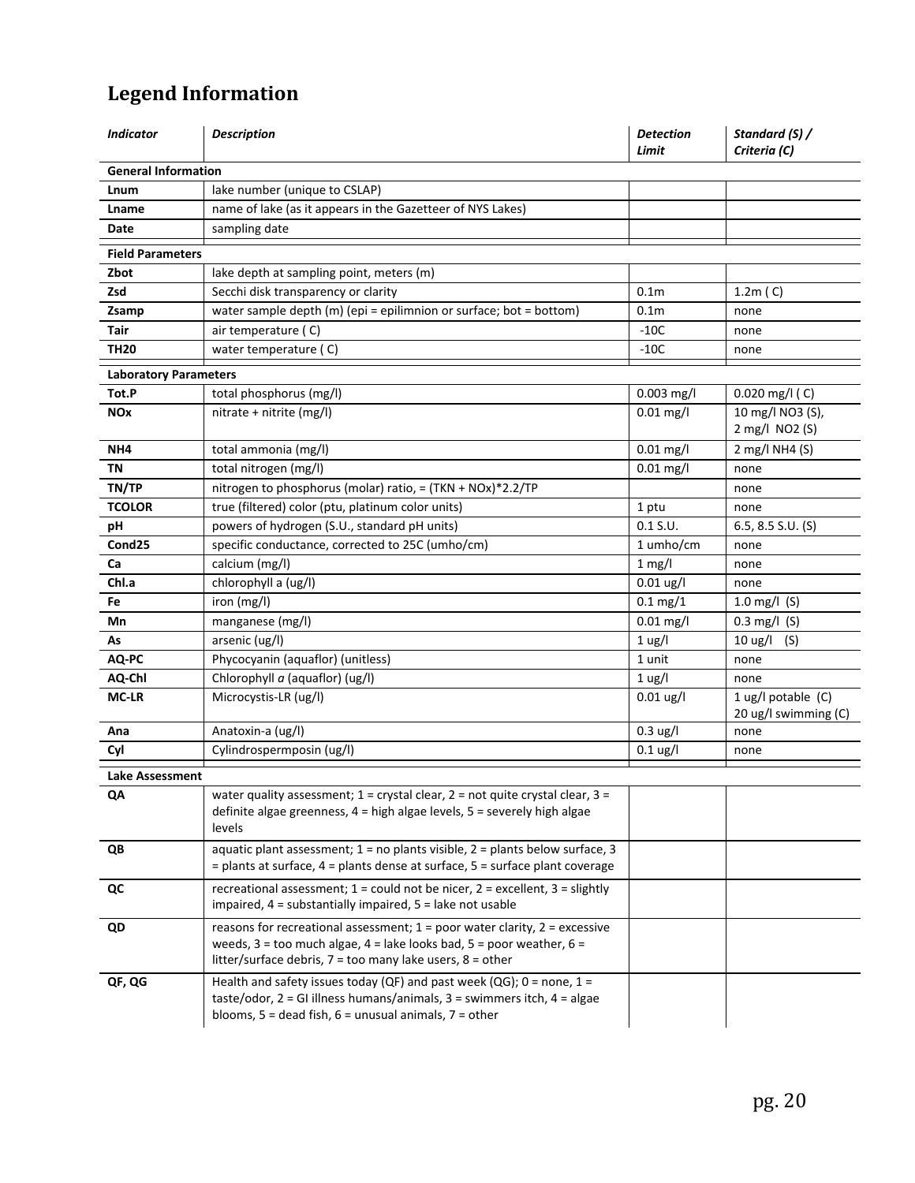## Legend Information

| *Indicator* | *Description* | *Detection Limit* | *Standard (S) / Criteria (C)* |
|---|---|---|---|
| **General Information** | | | |
| **Lnum** | lake number (unique to CSLAP) | | |
| **Lname** | name of lake (as it appears in the Gazetteer of NYS Lakes) | | |
| **Date** | sampling date | | |
| **Field Parameters** | | | |
| **Zbot** | lake depth at sampling point, meters (m) | | |
| **Zsd** | Secchi disk transparency or clarity | 0.1m | 1.2m ( C) |
| **Zsamp** | water sample depth (m) (epi = epilimnion or surface; bot = bottom) | 0.1m | none |
| **Tair** | air temperature ( C) | -10C | none |
| **TH20** | water temperature ( C) | -10C | none |
| **Laboratory Parameters** | | | |
| **Tot.P** | total phosphorus (mg/l) | 0.003 mg/l | 0.020 mg/l ( C) |
| **NOx** | nitrate + nitrite (mg/l) | 0.01 mg/l | 10 mg/l NO3 (S), 2 mg/l NO2 (S) |
| **NH4** | total ammonia (mg/l) | 0.01 mg/l | 2 mg/l NH4 (S) |
| **TN** | total nitrogen (mg/l) | 0.01 mg/l | none |
| **TN/TP** | nitrogen to phosphorus (molar) ratio, = (TKN + NOx)*2.2/TP | | none |
| **TCOLOR** | true (filtered) color (ptu, platinum color units) | 1 ptu | none |
| **pH** | powers of hydrogen (S.U., standard pH units) | 0.1 S.U. | 6.5, 8.5 S.U. (S) |
| **Cond25** | specific conductance, corrected to 25C (umho/cm) | 1 umho/cm | none |
| **Ca** | calcium (mg/l) | 1 mg/l | none |
| **Chl.a** | chlorophyll a (ug/l) | 0.01 ug/l | none |
| **Fe** | iron (mg/l) | 0.1 mg/1 | 1.0 mg/l (S) |
| **Mn** | manganese (mg/l) | 0.01 mg/l | 0.3 mg/l (S) |
| **As** | arsenic (ug/l) | 1 ug/l | 10 ug/l (S) |
| **AQ-PC** | Phycocyanin (aquaflor) (unitless) | 1 unit | none |
| **AQ-Chl** | Chlorophyll *a* (aquaflor) (ug/l) | 1 ug/l | none |
| **MC-LR** | Microcystis-LR (ug/l) | 0.01 ug/l | 1 ug/l potable (C) 20 ug/l swimming (C) |
| **Ana** | Anatoxin-a (ug/l) | 0.3 ug/l | none |
| **Cyl** | Cylindrospermposin (ug/l) | 0.1 ug/l | none |
| **Lake Assessment** | | | |
| **QA** | water quality assessment; 1 = crystal clear, 2 = not quite crystal clear, 3 = definite algae greenness, 4 = high algae levels, 5 = severely high algae levels | | |
| **QB** | aquatic plant assessment; 1 = no plants visible, 2 = plants below surface, 3 = plants at surface, 4 = plants dense at surface, 5 = surface plant coverage | | |
| **QC** | recreational assessment; 1 = could not be nicer, 2 = excellent, 3 = slightly impaired, 4 = substantially impaired, 5 = lake not usable | | |
| **QD** | reasons for recreational assessment; 1 = poor water clarity, 2 = excessive weeds, 3 = too much algae, 4 = lake looks bad, 5 = poor weather, 6 = litter/surface debris, 7 = too many lake users, 8 = other | | |
| **QF, QG** | Health and safety issues today (QF) and past week (QG); 0 = none, 1 = taste/odor, 2 = GI illness humans/animals, 3 = swimmers itch, 4 = algae blooms, 5 = dead fish, 6 = unusual animals, 7 = other | | |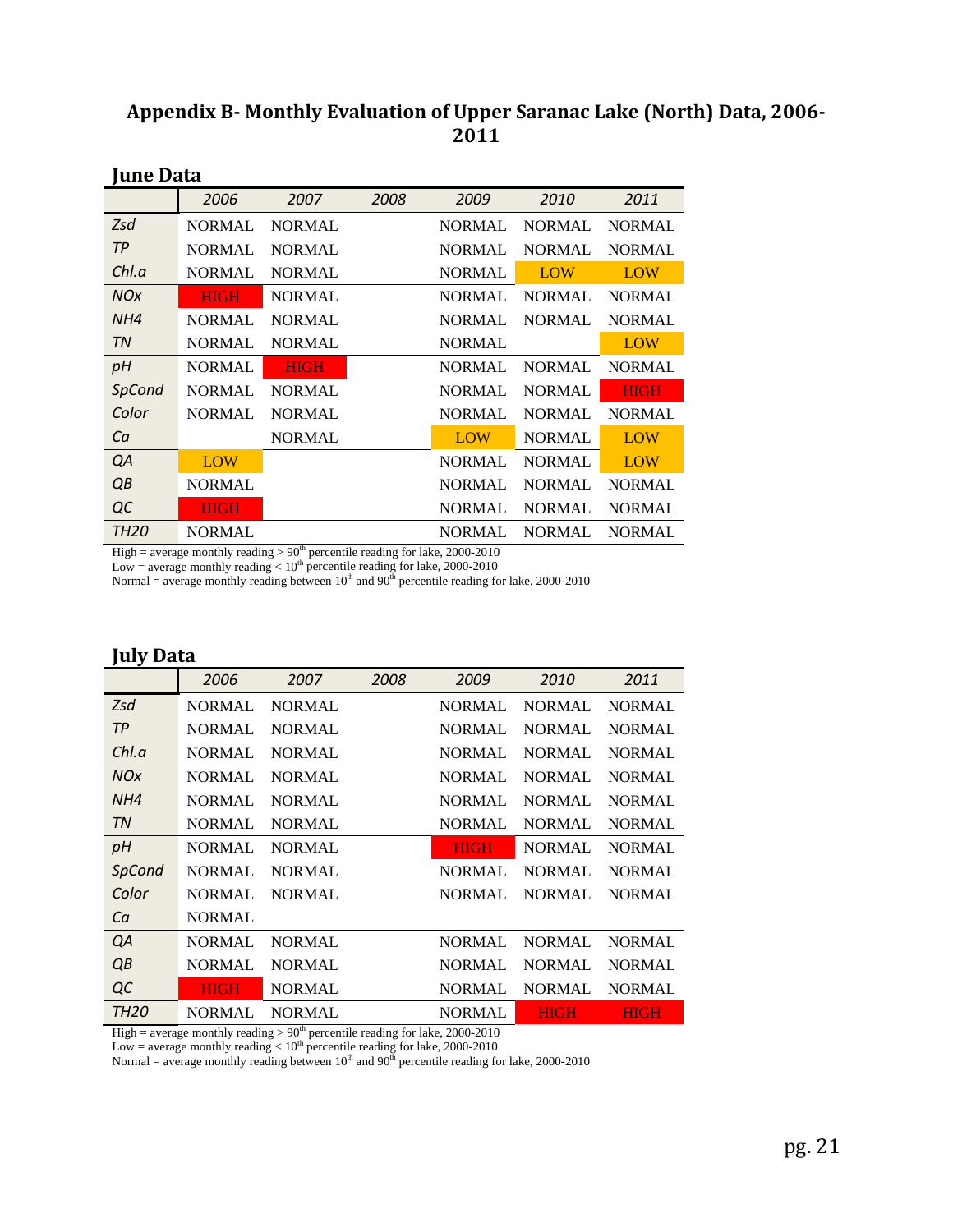# Appendix B- Monthly Evaluation of Upper Saranac Lake (North) Data, 2006-2011

## June Data

| | 2006 | 2007 | 2008 | 2009 | 2010 | 2011 |
|---|---|---|---|---|---|---|
| Zsd | NORMAL | NORMAL | | NORMAL | NORMAL | NORMAL |
| TP | NORMAL | NORMAL | | NORMAL | NORMAL | NORMAL |
| Chl.a | NORMAL | NORMAL | | NORMAL | LOW | LOW |
| NOx | HIGH | NORMAL | | NORMAL | NORMAL | NORMAL |
| NH4 | NORMAL | NORMAL | | NORMAL | NORMAL | NORMAL |
| TN | NORMAL | NORMAL | | NORMAL | | LOW |
| pH | NORMAL | HIGH | | NORMAL | NORMAL | NORMAL |
| SpCond | NORMAL | NORMAL | | NORMAL | NORMAL | HIGH |
| Color | NORMAL | NORMAL | | NORMAL | NORMAL | NORMAL |
| Ca | | NORMAL | | LOW | NORMAL | LOW |
| QA | LOW | | | NORMAL | NORMAL | LOW |
| QB | NORMAL | | | NORMAL | NORMAL | NORMAL |
| QC | HIGH | | | NORMAL | NORMAL | NORMAL |
| TH20 | NORMAL | | | NORMAL | NORMAL | NORMAL |

High = average monthly reading > 90th percentile reading for lake, 2000-2010
Low = average monthly reading < 10th percentile reading for lake, 2000-2010
Normal = average monthly reading between 10th and 90th percentile reading for lake, 2000-2010

## July Data

| | 2006 | 2007 | 2008 | 2009 | 2010 | 2011 |
|---|---|---|---|---|---|---|
| Zsd | NORMAL | NORMAL | | NORMAL | NORMAL | NORMAL |
| TP | NORMAL | NORMAL | | NORMAL | NORMAL | NORMAL |
| Chl.a | NORMAL | NORMAL | | NORMAL | NORMAL | NORMAL |
| NOx | NORMAL | NORMAL | | NORMAL | NORMAL | NORMAL |
| NH4 | NORMAL | NORMAL | | NORMAL | NORMAL | NORMAL |
| TN | NORMAL | NORMAL | | NORMAL | NORMAL | NORMAL |
| pH | NORMAL | NORMAL | | HIGH | NORMAL | NORMAL |
| SpCond | NORMAL | NORMAL | | NORMAL | NORMAL | NORMAL |
| Color | NORMAL | NORMAL | | NORMAL | NORMAL | NORMAL |
| Ca | NORMAL | | | | | |
| QA | NORMAL | NORMAL | | NORMAL | NORMAL | NORMAL |
| QB | NORMAL | NORMAL | | NORMAL | NORMAL | NORMAL |
| QC | HIGH | NORMAL | | NORMAL | NORMAL | NORMAL |
| TH20 | NORMAL | NORMAL | | NORMAL | HIGH | HIGH |

High = average monthly reading > 90th percentile reading for lake, 2000-2010
Low = average monthly reading < 10th percentile reading for lake, 2000-2010
Normal = average monthly reading between 10th and 90th percentile reading for lake, 2000-2010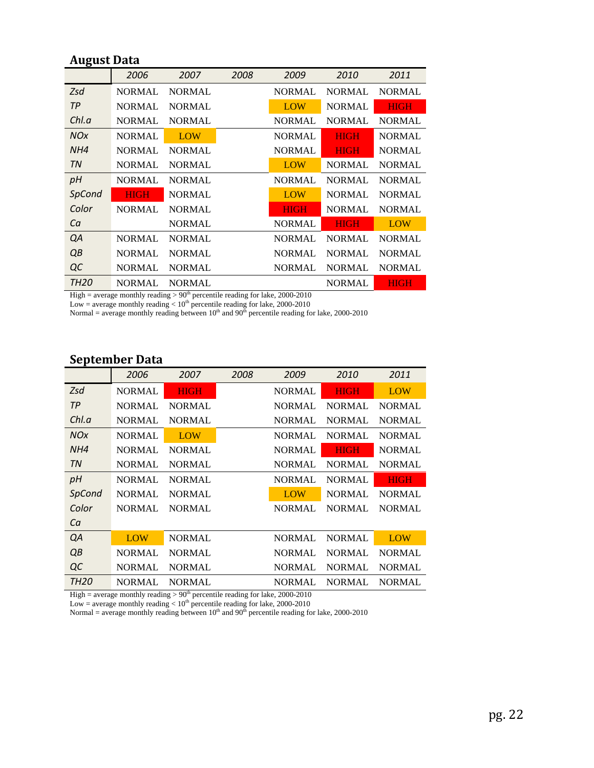## August Data

| | 2006 | 2007 | 2008 | 2009 | 2010 | 2011 |
|---|---|---|---|---|---|---|
| *Zsd* | NORMAL | NORMAL | | NORMAL | NORMAL | NORMAL |
| *TP* | NORMAL | NORMAL | | LOW | NORMAL | HIGH |
| *Chl.a* | NORMAL | NORMAL | | NORMAL | NORMAL | NORMAL |
| *NOx* | NORMAL | LOW | | NORMAL | HIGH | NORMAL |
| *NH4* | NORMAL | NORMAL | | NORMAL | HIGH | NORMAL |
| *TN* | NORMAL | NORMAL | | LOW | NORMAL | NORMAL |
| *pH* | NORMAL | NORMAL | | NORMAL | NORMAL | NORMAL |
| *SpCond* | HIGH | NORMAL | | LOW | NORMAL | NORMAL |
| *Color* | NORMAL | NORMAL | | HIGH | NORMAL | NORMAL |
| *Ca* | | NORMAL | | NORMAL | HIGH | LOW |
| *QA* | NORMAL | NORMAL | | NORMAL | NORMAL | NORMAL |
| *QB* | NORMAL | NORMAL | | NORMAL | NORMAL | NORMAL |
| *QC* | NORMAL | NORMAL | | NORMAL | NORMAL | NORMAL |
| *TH20* | NORMAL | NORMAL | | | NORMAL | HIGH |

High = average monthly reading > 90$^{th}$ percentile reading for lake, 2000-2010
Low = average monthly reading < 10$^{th}$ percentile reading for lake, 2000-2010
Normal = average monthly reading between 10$^{th}$ and 90$^{th}$ percentile reading for lake, 2000-2010

## September Data

| | 2006 | 2007 | 2008 | 2009 | 2010 | 2011 |
|---|---|---|---|---|---|---|
| *Zsd* | NORMAL | HIGH | | NORMAL | HIGH | LOW |
| *TP* | NORMAL | NORMAL | | NORMAL | NORMAL | NORMAL |
| *Chl.a* | NORMAL | NORMAL | | NORMAL | NORMAL | NORMAL |
| *NOx* | NORMAL | LOW | | NORMAL | NORMAL | NORMAL |
| *NH4* | NORMAL | NORMAL | | NORMAL | HIGH | NORMAL |
| *TN* | NORMAL | NORMAL | | NORMAL | NORMAL | NORMAL |
| *pH* | NORMAL | NORMAL | | NORMAL | NORMAL | HIGH |
| *SpCond* | NORMAL | NORMAL | | LOW | NORMAL | NORMAL |
| *Color* | NORMAL | NORMAL | | NORMAL | NORMAL | NORMAL |
| *Ca* | | | | | | |
| *QA* | LOW | NORMAL | | NORMAL | NORMAL | LOW |
| *QB* | NORMAL | NORMAL | | NORMAL | NORMAL | NORMAL |
| *QC* | NORMAL | NORMAL | | NORMAL | NORMAL | NORMAL |
| *TH20* | NORMAL | NORMAL | | NORMAL | NORMAL | NORMAL |

High = average monthly reading > 90$^{th}$ percentile reading for lake, 2000-2010
Low = average monthly reading < 10$^{th}$ percentile reading for lake, 2000-2010
Normal = average monthly reading between 10$^{th}$ and 90$^{th}$ percentile reading for lake, 2000-2010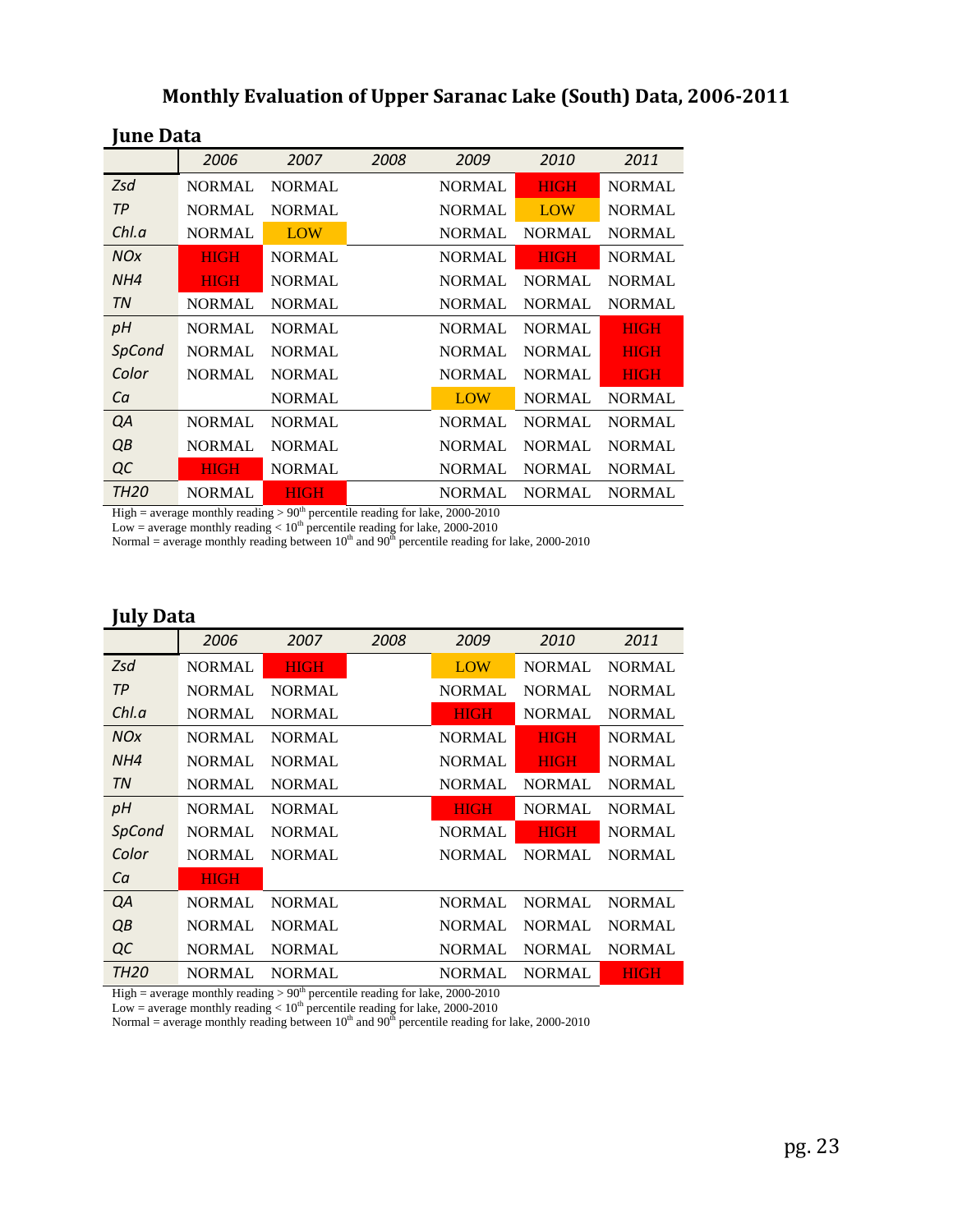# Monthly Evaluation of Upper Saranac Lake (South) Data, 2006-2011

## June Data

| | 2006 | 2007 | 2008 | 2009 | 2010 | 2011 |
|---|---|---|---|---|---|---|
| Zsd | NORMAL | NORMAL | | NORMAL | HIGH | NORMAL |
| TP | NORMAL | NORMAL | | NORMAL | LOW | NORMAL |
| Chl.a | NORMAL | LOW | | NORMAL | NORMAL | NORMAL |
| NOx | HIGH | NORMAL | | NORMAL | HIGH | NORMAL |
| NH4 | HIGH | NORMAL | | NORMAL | NORMAL | NORMAL |
| TN | NORMAL | NORMAL | | NORMAL | NORMAL | NORMAL |
| pH | NORMAL | NORMAL | | NORMAL | NORMAL | HIGH |
| SpCond | NORMAL | NORMAL | | NORMAL | NORMAL | HIGH |
| Color | NORMAL | NORMAL | | NORMAL | NORMAL | HIGH |
| Ca | | NORMAL | | LOW | NORMAL | NORMAL |
| QA | NORMAL | NORMAL | | NORMAL | NORMAL | NORMAL |
| QB | NORMAL | NORMAL | | NORMAL | NORMAL | NORMAL |
| QC | HIGH | NORMAL | | NORMAL | NORMAL | NORMAL |
| TH20 | NORMAL | HIGH | | NORMAL | NORMAL | NORMAL |

High = average monthly reading > 90th percentile reading for lake, 2000-2010
Low = average monthly reading < 10th percentile reading for lake, 2000-2010
Normal = average monthly reading between 10th and 90th percentile reading for lake, 2000-2010

## July Data

| | 2006 | 2007 | 2008 | 2009 | 2010 | 2011 |
|---|---|---|---|---|---|---|
| Zsd | NORMAL | HIGH | | LOW | NORMAL | NORMAL |
| TP | NORMAL | NORMAL | | NORMAL | NORMAL | NORMAL |
| Chl.a | NORMAL | NORMAL | | HIGH | NORMAL | NORMAL |
| NOx | NORMAL | NORMAL | | NORMAL | HIGH | NORMAL |
| NH4 | NORMAL | NORMAL | | NORMAL | HIGH | NORMAL |
| TN | NORMAL | NORMAL | | NORMAL | NORMAL | NORMAL |
| pH | NORMAL | NORMAL | | HIGH | NORMAL | NORMAL |
| SpCond | NORMAL | NORMAL | | NORMAL | HIGH | NORMAL |
| Color | NORMAL | NORMAL | | NORMAL | NORMAL | NORMAL |
| Ca | HIGH | | | | | |
| QA | NORMAL | NORMAL | | NORMAL | NORMAL | NORMAL |
| QB | NORMAL | NORMAL | | NORMAL | NORMAL | NORMAL |
| QC | NORMAL | NORMAL | | NORMAL | NORMAL | NORMAL |
| TH20 | NORMAL | NORMAL | | NORMAL | NORMAL | HIGH |

High = average monthly reading > 90th percentile reading for lake, 2000-2010
Low = average monthly reading < 10th percentile reading for lake, 2000-2010
Normal = average monthly reading between 10th and 90th percentile reading for lake, 2000-2010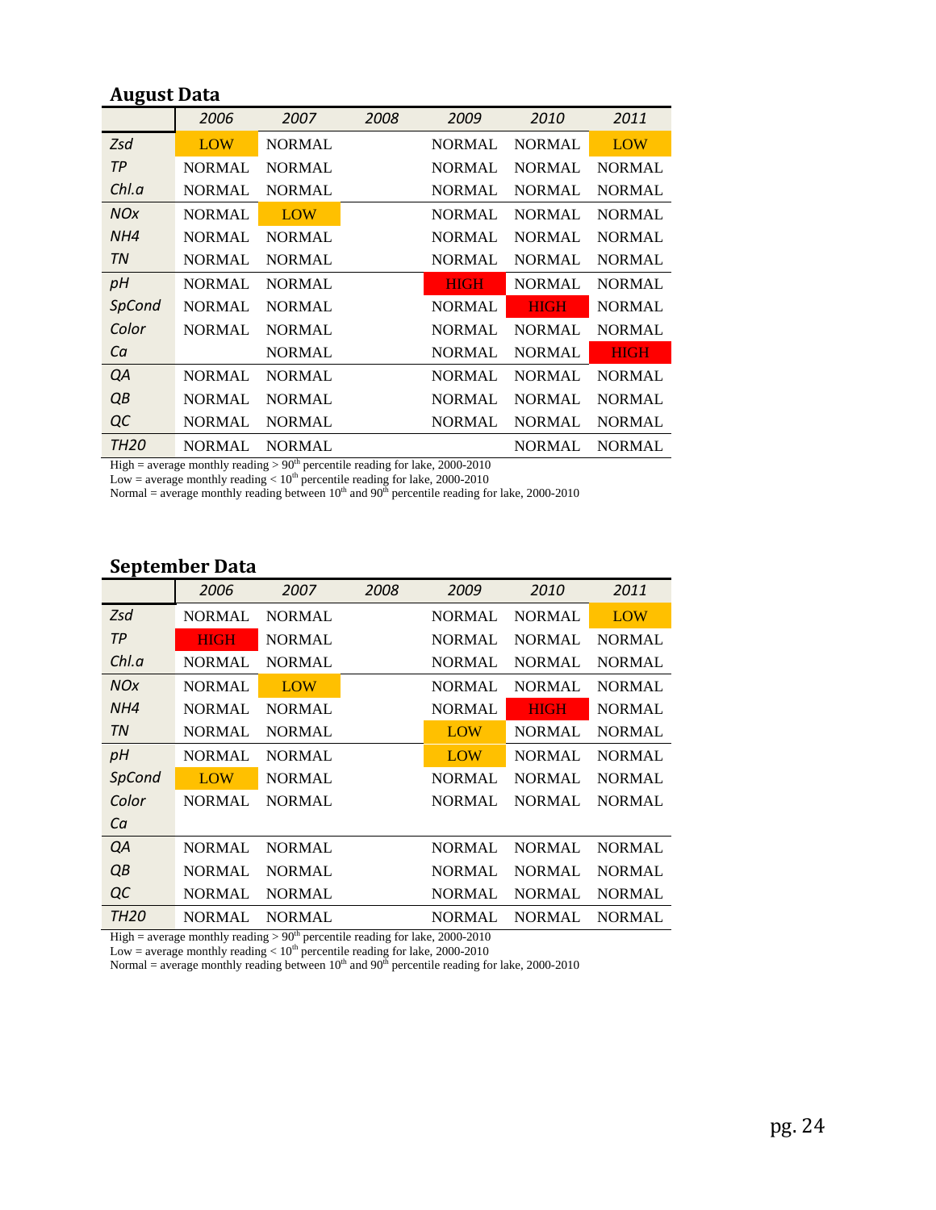## August Data

| | 2006 | 2007 | 2008 | 2009 | 2010 | 2011 |
|---|---|---|---|---|---|---|
| Zsd | LOW | NORMAL | | NORMAL | NORMAL | LOW |
| TP | NORMAL | NORMAL | | NORMAL | NORMAL | NORMAL |
| Chl.a | NORMAL | NORMAL | | NORMAL | NORMAL | NORMAL |
| NOx | NORMAL | LOW | | NORMAL | NORMAL | NORMAL |
| NH4 | NORMAL | NORMAL | | NORMAL | NORMAL | NORMAL |
| TN | NORMAL | NORMAL | | NORMAL | NORMAL | NORMAL |
| pH | NORMAL | NORMAL | | HIGH | NORMAL | NORMAL |
| SpCond | NORMAL | NORMAL | | NORMAL | HIGH | NORMAL |
| Color | NORMAL | NORMAL | | NORMAL | NORMAL | NORMAL |
| Ca | | NORMAL | | NORMAL | NORMAL | HIGH |
| QA | NORMAL | NORMAL | | NORMAL | NORMAL | NORMAL |
| QB | NORMAL | NORMAL | | NORMAL | NORMAL | NORMAL |
| QC | NORMAL | NORMAL | | NORMAL | NORMAL | NORMAL |
| TH20 | NORMAL | NORMAL | | | NORMAL | NORMAL |

High = average monthly reading > 90th percentile reading for lake, 2000-2010
Low = average monthly reading < 10th percentile reading for lake, 2000-2010
Normal = average monthly reading between 10th and 90th percentile reading for lake, 2000-2010

## September Data

| | 2006 | 2007 | 2008 | 2009 | 2010 | 2011 |
|---|---|---|---|---|---|---|
| Zsd | NORMAL | NORMAL | | NORMAL | NORMAL | LOW |
| TP | HIGH | NORMAL | | NORMAL | NORMAL | NORMAL |
| Chl.a | NORMAL | NORMAL | | NORMAL | NORMAL | NORMAL |
| NOx | NORMAL | LOW | | NORMAL | NORMAL | NORMAL |
| NH4 | NORMAL | NORMAL | | NORMAL | HIGH | NORMAL |
| TN | NORMAL | NORMAL | | LOW | NORMAL | NORMAL |
| pH | NORMAL | NORMAL | | LOW | NORMAL | NORMAL |
| SpCond | LOW | NORMAL | | NORMAL | NORMAL | NORMAL |
| Color | NORMAL | NORMAL | | NORMAL | NORMAL | NORMAL |
| Ca | | | | | | |
| QA | NORMAL | NORMAL | | NORMAL | NORMAL | NORMAL |
| QB | NORMAL | NORMAL | | NORMAL | NORMAL | NORMAL |
| QC | NORMAL | NORMAL | | NORMAL | NORMAL | NORMAL |
| TH20 | NORMAL | NORMAL | | NORMAL | NORMAL | NORMAL |

High = average monthly reading > 90th percentile reading for lake, 2000-2010
Low = average monthly reading < 10th percentile reading for lake, 2000-2010
Normal = average monthly reading between 10th and 90th percentile reading for lake, 2000-2010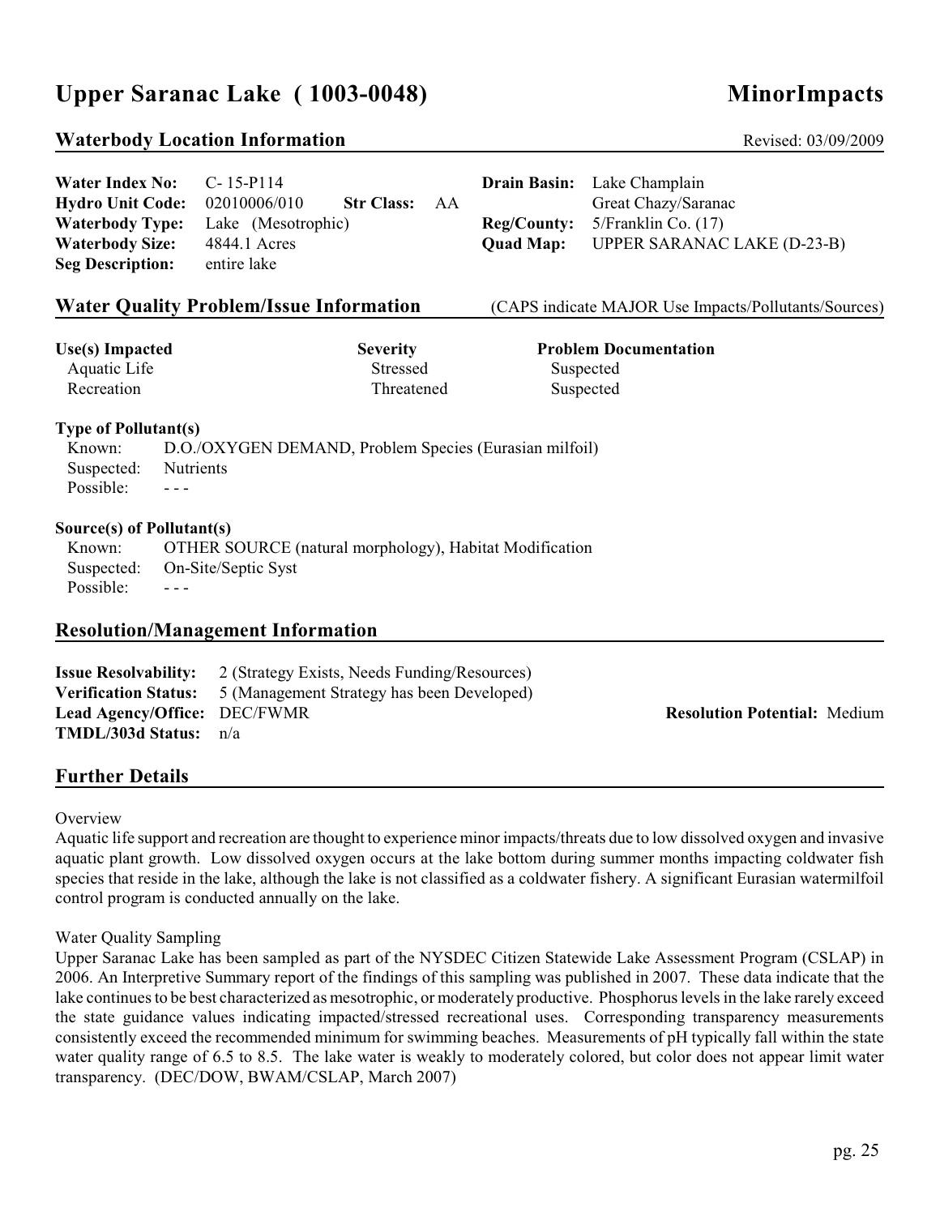# Upper Saranac Lake ( 1003-0048) MinorImpacts

## Waterbody Location Information

Revised: 03/09/2009

| | | | |
|---|---|---|---|
| **Water Index No:** | C- 15-P114 | **Drain Basin:** | Lake Champlain |
| **Hydro Unit Code:** | 02010006/010 **Str Class:** AA | | Great Chazy/Saranac |
| **Waterbody Type:** | Lake (Mesotrophic) | **Reg/County:** | 5/Franklin Co. (17) |
| **Waterbody Size:** | 4844.1 Acres | **Quad Map:** | UPPER SARANAC LAKE (D-23-B) |
| **Seg Description:** | entire lake | | |

## Water Quality Problem/Issue Information

(CAPS indicate MAJOR Use Impacts/Pollutants/Sources)

| Use(s) Impacted | Severity | Problem Documentation |
|---|---|---|
| Aquatic Life | Stressed | Suspected |
| Recreation | Threatened | Suspected |

**Type of Pollutant(s)**

Known: D.O./OXYGEN DEMAND, Problem Species (Eurasian milfoil)
Suspected: Nutrients
Possible: - - -

**Source(s) of Pollutant(s)**

Known: OTHER SOURCE (natural morphology), Habitat Modification
Suspected: On-Site/Septic Syst
Possible: - - -

## Resolution/Management Information

**Issue Resolvability:** 2 (Strategy Exists, Needs Funding/Resources)
**Verification Status:** 5 (Management Strategy has been Developed)
**Lead Agency/Office:** DEC/FWMR **Resolution Potential:** Medium
**TMDL/303d Status:** n/a

## Further Details

Overview

Aquatic life support and recreation are thought to experience minor impacts/threats due to low dissolved oxygen and invasive aquatic plant growth. Low dissolved oxygen occurs at the lake bottom during summer months impacting coldwater fish species that reside in the lake, although the lake is not classified as a coldwater fishery. A significant Eurasian watermilfoil control program is conducted annually on the lake.

Water Quality Sampling

Upper Saranac Lake has been sampled as part of the NYSDEC Citizen Statewide Lake Assessment Program (CSLAP) in 2006. An Interpretive Summary report of the findings of this sampling was published in 2007. These data indicate that the lake continues to be best characterized as mesotrophic, or moderately productive. Phosphorus levels in the lake rarely exceed the state guidance values indicating impacted/stressed recreational uses. Corresponding transparency measurements consistently exceed the recommended minimum for swimming beaches. Measurements of pH typically fall within the state water quality range of 6.5 to 8.5. The lake water is weakly to moderately colored, but color does not appear limit water transparency. (DEC/DOW, BWAM/CSLAP, March 2007)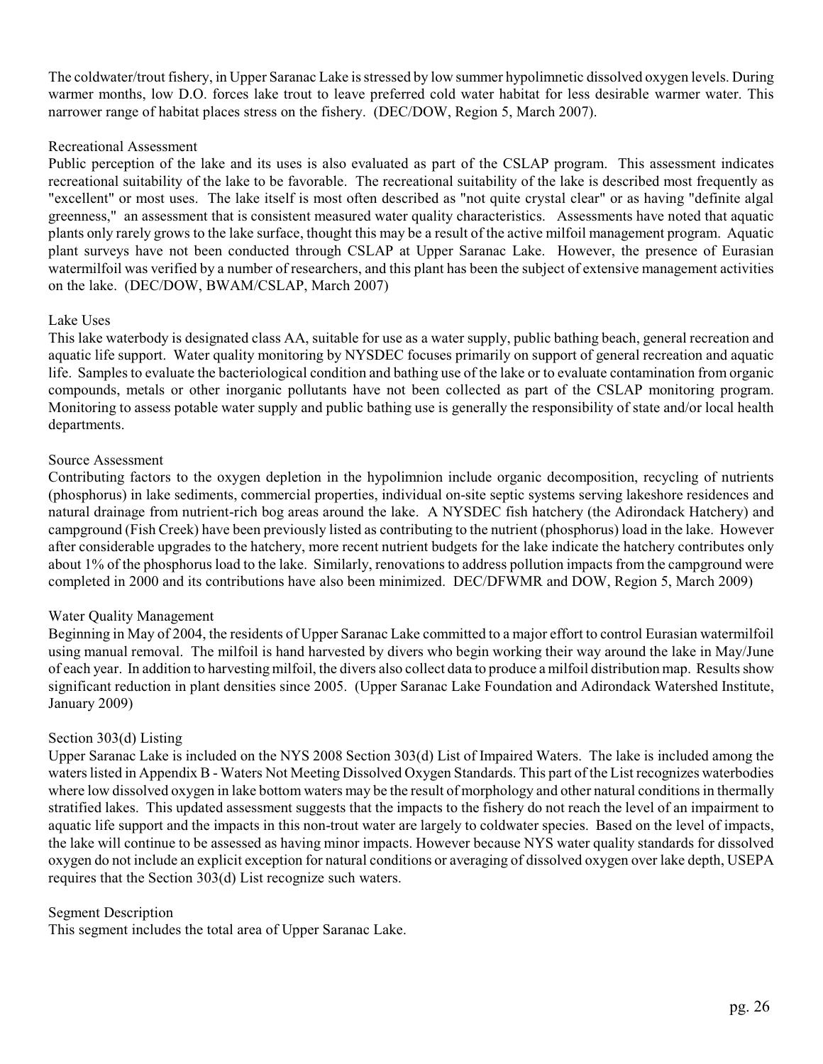The coldwater/trout fishery, in Upper Saranac Lake is stressed by low summer hypolimnetic dissolved oxygen levels. During warmer months, low D.O. forces lake trout to leave preferred cold water habitat for less desirable warmer water. This narrower range of habitat places stress on the fishery. (DEC/DOW, Region 5, March 2007).

### Recreational Assessment

Public perception of the lake and its uses is also evaluated as part of the CSLAP program. This assessment indicates recreational suitability of the lake to be favorable. The recreational suitability of the lake is described most frequently as "excellent" or most uses. The lake itself is most often described as "not quite crystal clear" or as having "definite algal greenness," an assessment that is consistent measured water quality characteristics. Assessments have noted that aquatic plants only rarely grows to the lake surface, thought this may be a result of the active milfoil management program. Aquatic plant surveys have not been conducted through CSLAP at Upper Saranac Lake. However, the presence of Eurasian watermilfoil was verified by a number of researchers, and this plant has been the subject of extensive management activities on the lake. (DEC/DOW, BWAM/CSLAP, March 2007)

### Lake Uses

This lake waterbody is designated class AA, suitable for use as a water supply, public bathing beach, general recreation and aquatic life support. Water quality monitoring by NYSDEC focuses primarily on support of general recreation and aquatic life. Samples to evaluate the bacteriological condition and bathing use of the lake or to evaluate contamination from organic compounds, metals or other inorganic pollutants have not been collected as part of the CSLAP monitoring program. Monitoring to assess potable water supply and public bathing use is generally the responsibility of state and/or local health departments.

### Source Assessment

Contributing factors to the oxygen depletion in the hypolimnion include organic decomposition, recycling of nutrients (phosphorus) in lake sediments, commercial properties, individual on-site septic systems serving lakeshore residences and natural drainage from nutrient-rich bog areas around the lake. A NYSDEC fish hatchery (the Adirondack Hatchery) and campground (Fish Creek) have been previously listed as contributing to the nutrient (phosphorus) load in the lake. However after considerable upgrades to the hatchery, more recent nutrient budgets for the lake indicate the hatchery contributes only about 1% of the phosphorus load to the lake. Similarly, renovations to address pollution impacts from the campground were completed in 2000 and its contributions have also been minimized. DEC/DFWMR and DOW, Region 5, March 2009)

### Water Quality Management

Beginning in May of 2004, the residents of Upper Saranac Lake committed to a major effort to control Eurasian watermilfoil using manual removal. The milfoil is hand harvested by divers who begin working their way around the lake in May/June of each year. In addition to harvesting milfoil, the divers also collect data to produce a milfoil distribution map. Results show significant reduction in plant densities since 2005. (Upper Saranac Lake Foundation and Adirondack Watershed Institute, January 2009)

### Section 303(d) Listing

Upper Saranac Lake is included on the NYS 2008 Section 303(d) List of Impaired Waters. The lake is included among the waters listed in Appendix B - Waters Not Meeting Dissolved Oxygen Standards. This part of the List recognizes waterbodies where low dissolved oxygen in lake bottom waters may be the result of morphology and other natural conditions in thermally stratified lakes. This updated assessment suggests that the impacts to the fishery do not reach the level of an impairment to aquatic life support and the impacts in this non-trout water are largely to coldwater species. Based on the level of impacts, the lake will continue to be assessed as having minor impacts. However because NYS water quality standards for dissolved oxygen do not include an explicit exception for natural conditions or averaging of dissolved oxygen over lake depth, USEPA requires that the Section 303(d) List recognize such waters.

### Segment Description

This segment includes the total area of Upper Saranac Lake.